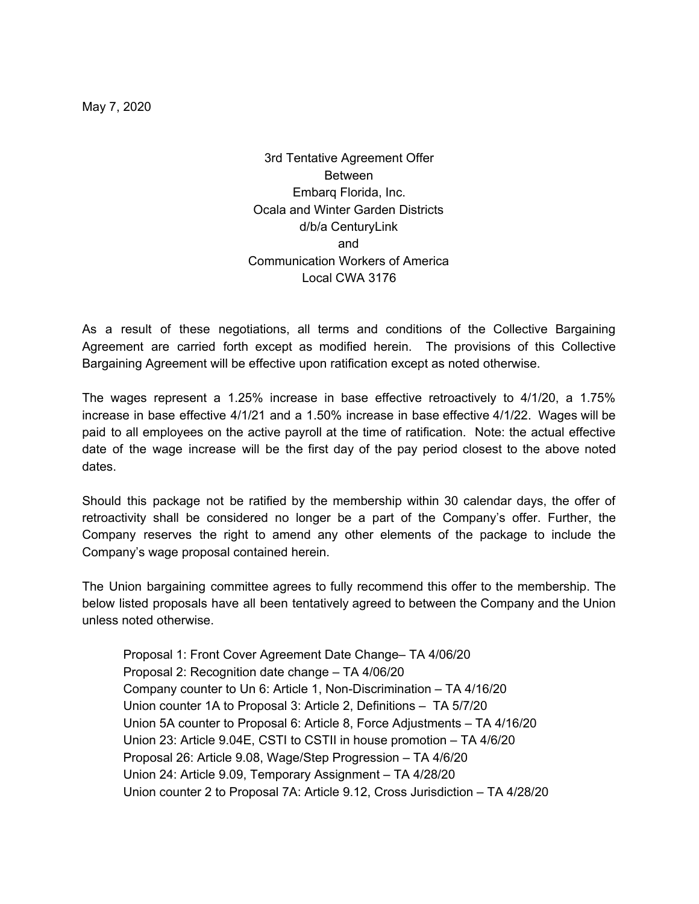May 7, 2020

3rd Tentative Agreement Offer
Between
Embarq Florida, Inc.
Ocala and Winter Garden Districts
d/b/a CenturyLink
and
Communication Workers of America
Local CWA 3176

As a result of these negotiations, all terms and conditions of the Collective Bargaining Agreement are carried forth except as modified herein. The provisions of this Collective Bargaining Agreement will be effective upon ratification except as noted otherwise.

The wages represent a 1.25% increase in base effective retroactively to 4/1/20, a 1.75% increase in base effective 4/1/21 and a 1.50% increase in base effective 4/1/22. Wages will be paid to all employees on the active payroll at the time of ratification. Note: the actual effective date of the wage increase will be the first day of the pay period closest to the above noted dates.

Should this package not be ratified by the membership within 30 calendar days, the offer of retroactivity shall be considered no longer be a part of the Company's offer. Further, the Company reserves the right to amend any other elements of the package to include the Company's wage proposal contained herein.

The Union bargaining committee agrees to fully recommend this offer to the membership. The below listed proposals have all been tentatively agreed to between the Company and the Union unless noted otherwise.

Proposal 1: Front Cover Agreement Date Change– TA 4/06/20
Proposal 2: Recognition date change – TA 4/06/20
Company counter to Un 6: Article 1, Non-Discrimination – TA 4/16/20
Union counter 1A to Proposal 3: Article 2, Definitions – TA 5/7/20
Union 5A counter to Proposal 6: Article 8, Force Adjustments – TA 4/16/20
Union 23: Article 9.04E, CSTI to CSTII in house promotion – TA 4/6/20
Proposal 26: Article 9.08, Wage/Step Progression – TA 4/6/20
Union 24: Article 9.09, Temporary Assignment – TA 4/28/20
Union counter 2 to Proposal 7A: Article 9.12, Cross Jurisdiction – TA 4/28/20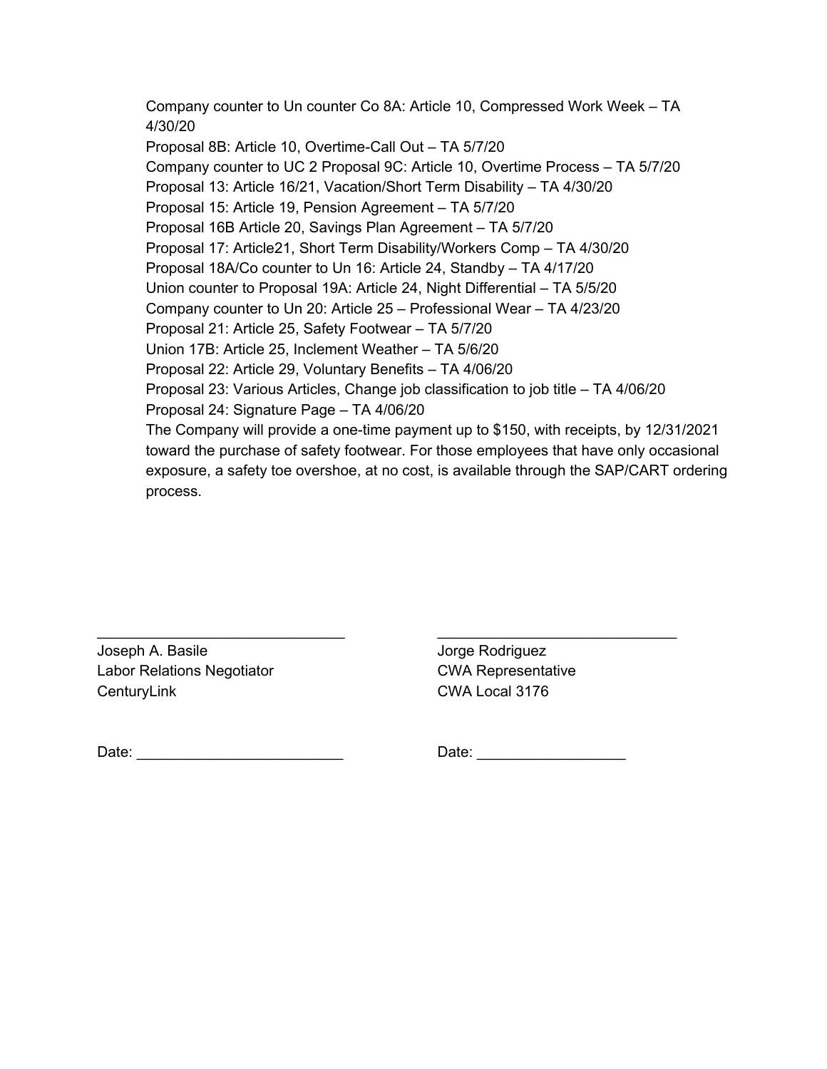Company counter to Un counter Co 8A: Article 10, Compressed Work Week – TA 4/30/20
Proposal 8B: Article 10, Overtime-Call Out – TA 5/7/20
Company counter to UC 2 Proposal 9C: Article 10, Overtime Process – TA 5/7/20
Proposal 13: Article 16/21, Vacation/Short Term Disability – TA 4/30/20
Proposal 15: Article 19, Pension Agreement – TA 5/7/20
Proposal 16B Article 20, Savings Plan Agreement – TA 5/7/20
Proposal 17: Article21, Short Term Disability/Workers Comp – TA 4/30/20
Proposal 18A/Co counter to Un 16: Article 24, Standby – TA 4/17/20
Union counter to Proposal 19A: Article 24, Night Differential – TA 5/5/20
Company counter to Un 20: Article 25 – Professional Wear – TA 4/23/20
Proposal 21: Article 25, Safety Footwear – TA 5/7/20
Union 17B: Article 25, Inclement Weather – TA 5/6/20
Proposal 22: Article 29, Voluntary Benefits – TA 4/06/20
Proposal 23: Various Articles, Change job classification to job title – TA 4/06/20
Proposal 24: Signature Page – TA 4/06/20
The Company will provide a one-time payment up to $150, with receipts, by 12/31/2021 toward the purchase of safety footwear. For those employees that have only occasional exposure, a safety toe overshoe, at no cost, is available through the SAP/CART ordering process.

______________________________
Joseph A. Basile
Labor Relations Negotiator
CenturyLink

Date: ________________________

______________________________
Jorge Rodriguez
CWA Representative
CWA Local 3176

Date: __________________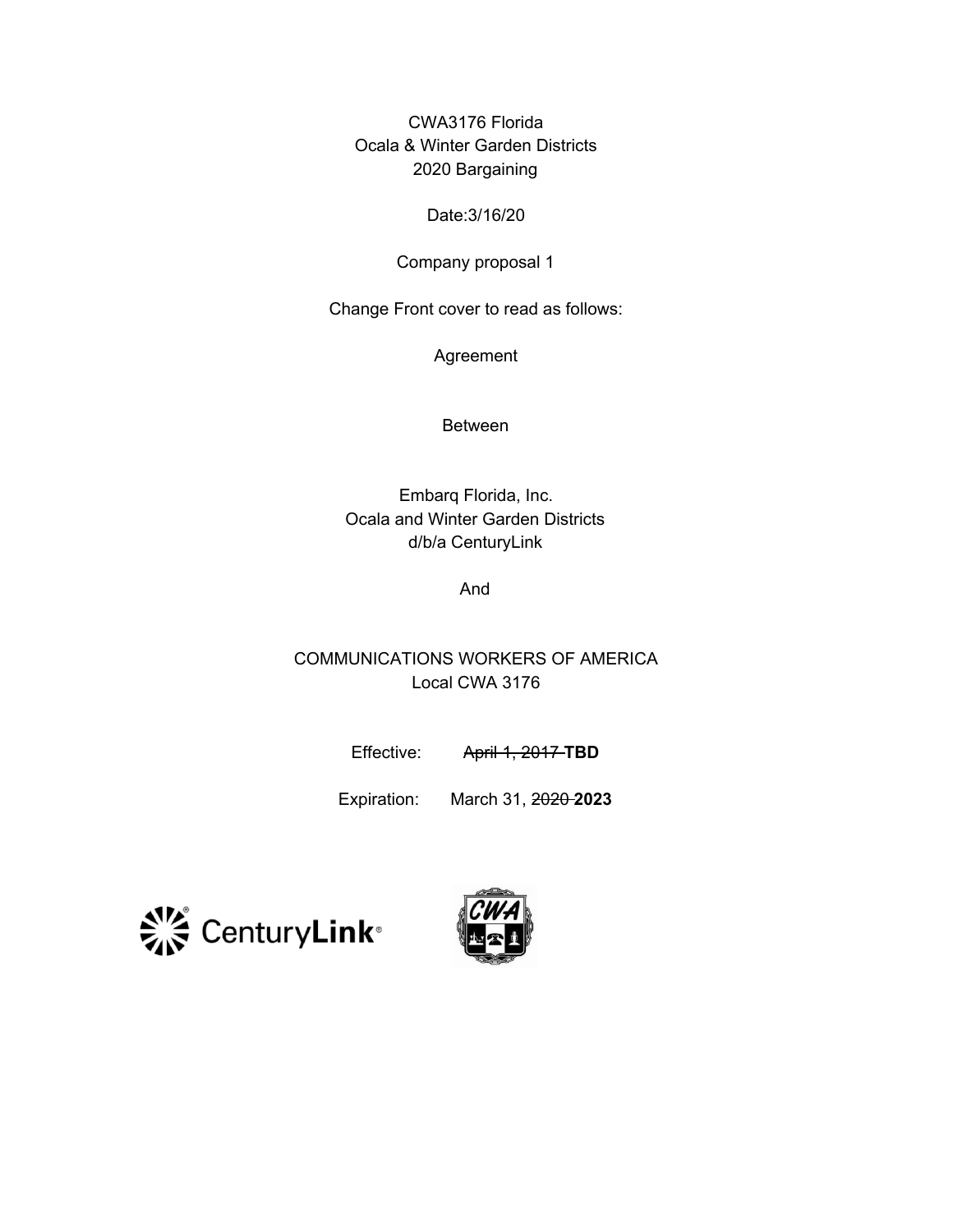CWA3176 Florida
Ocala & Winter Garden Districts
2020 Bargaining

Date:3/16/20

Company proposal 1

Change Front cover to read as follows:

Agreement

Between

Embarq Florida, Inc.
Ocala and Winter Garden Districts
d/b/a CenturyLink

And

COMMUNICATIONS WORKERS OF AMERICA
Local CWA 3176

Effective: ~~April 1, 2017~~ **TBD**

Expiration: March 31, ~~2020~~ **2023**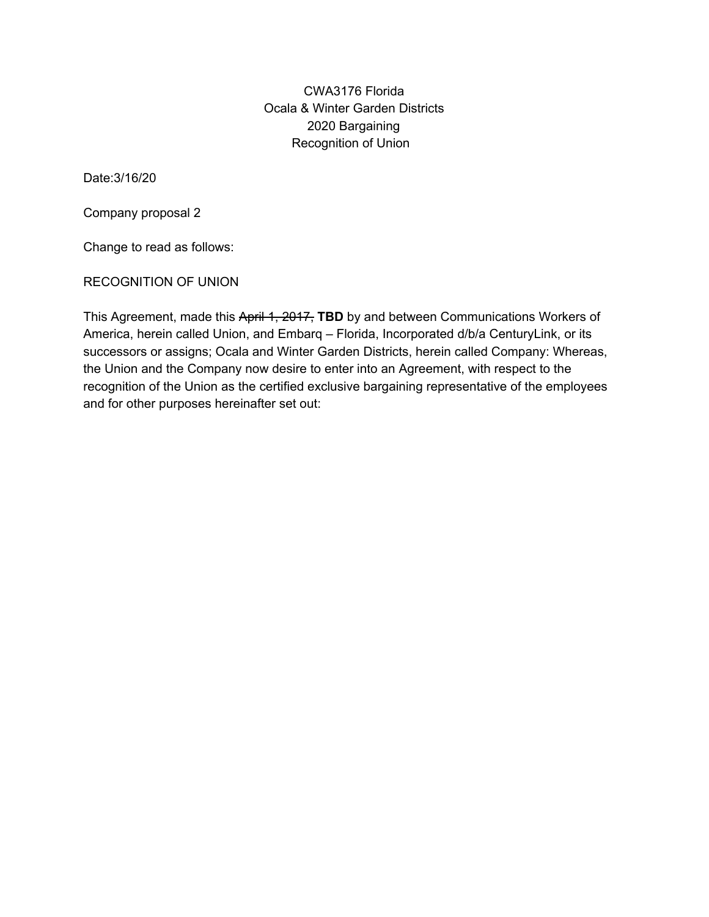CWA3176 Florida
Ocala & Winter Garden Districts
2020 Bargaining
Recognition of Union

Date:3/16/20

Company proposal 2

Change to read as follows:

RECOGNITION OF UNION

This Agreement, made this ~~April 1, 2017,~~ **TBD** by and between Communications Workers of America, herein called Union, and Embarq – Florida, Incorporated d/b/a CenturyLink, or its successors or assigns; Ocala and Winter Garden Districts, herein called Company: Whereas, the Union and the Company now desire to enter into an Agreement, with respect to the recognition of the Union as the certified exclusive bargaining representative of the employees and for other purposes hereinafter set out: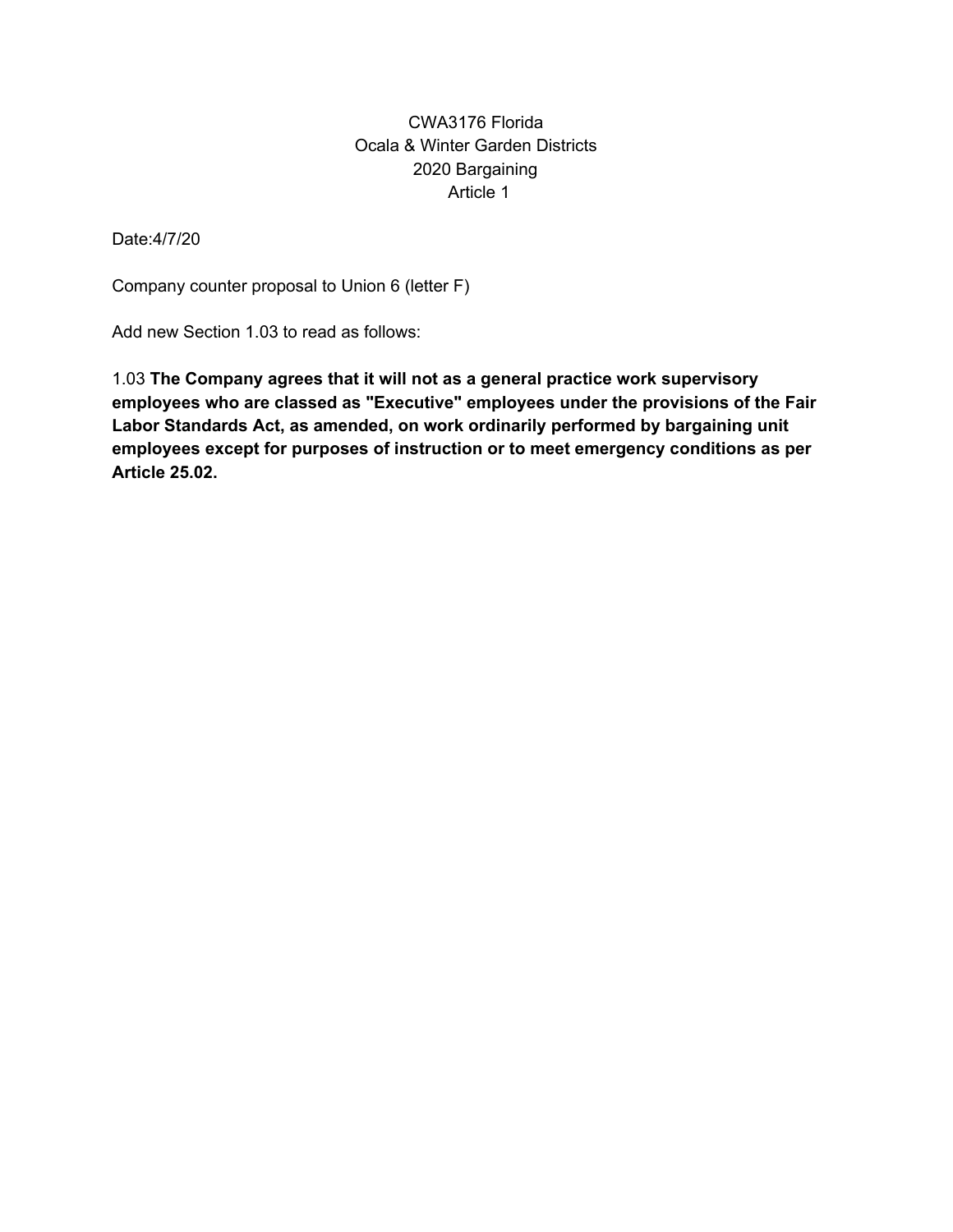CWA3176 Florida
Ocala & Winter Garden Districts
2020 Bargaining
Article 1

Date:4/7/20

Company counter proposal to Union 6 (letter F)

Add new Section 1.03 to read as follows:

1.03 **The Company agrees that it will not as a general practice work supervisory employees who are classed as "Executive" employees under the provisions of the Fair Labor Standards Act, as amended, on work ordinarily performed by bargaining unit employees except for purposes of instruction or to meet emergency conditions as per Article 25.02.**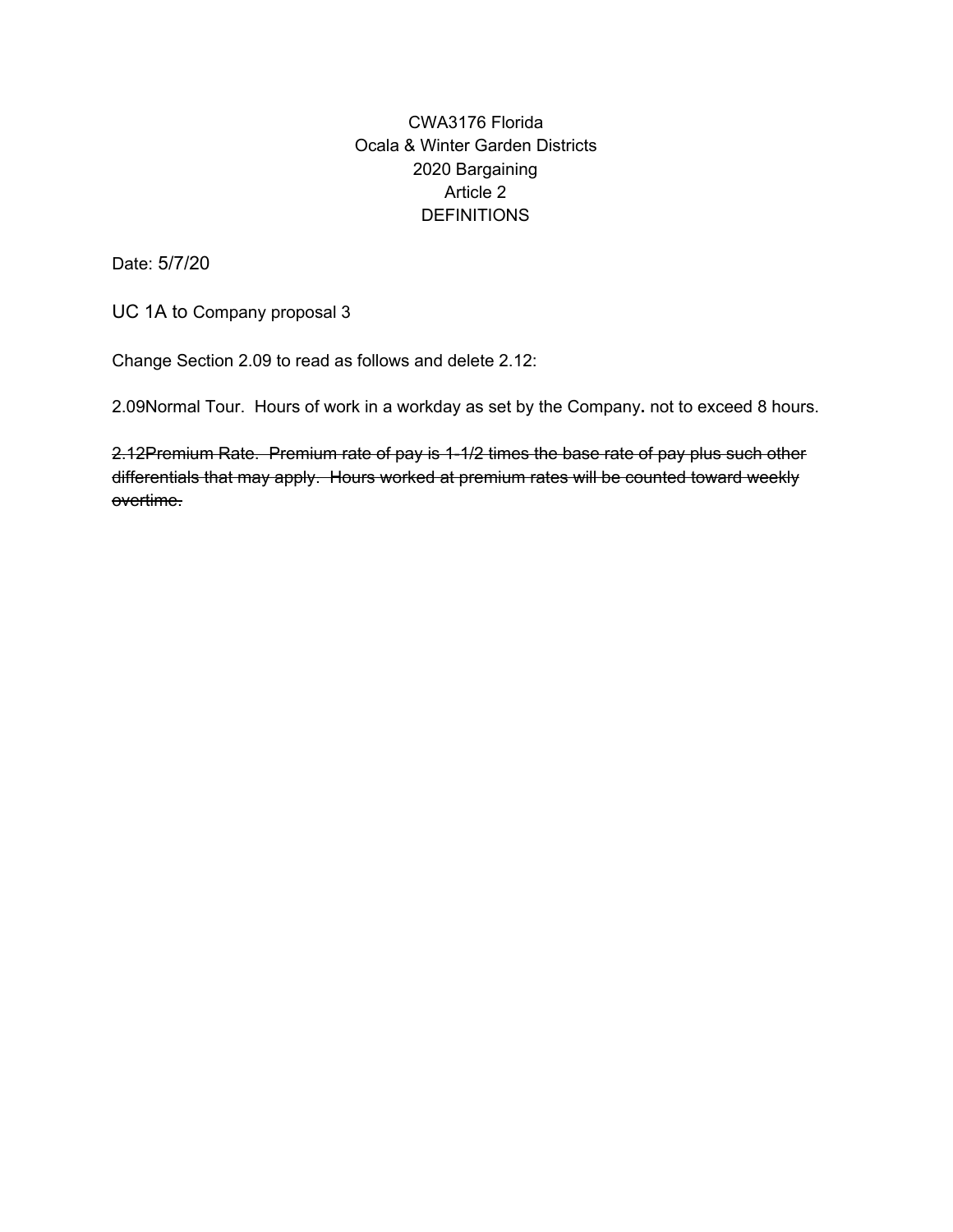CWA3176 Florida
Ocala & Winter Garden Districts
2020 Bargaining
Article 2
DEFINITIONS

Date: 5/7/20

UC 1A to Company proposal 3

Change Section 2.09 to read as follows and delete 2.12:

2.09Normal Tour. Hours of work in a workday as set by the Company**.** not to exceed 8 hours.

~~2.12Premium Rate. Premium rate of pay is 1-1/2 times the base rate of pay plus such other differentials that may apply. Hours worked at premium rates will be counted toward weekly overtime.~~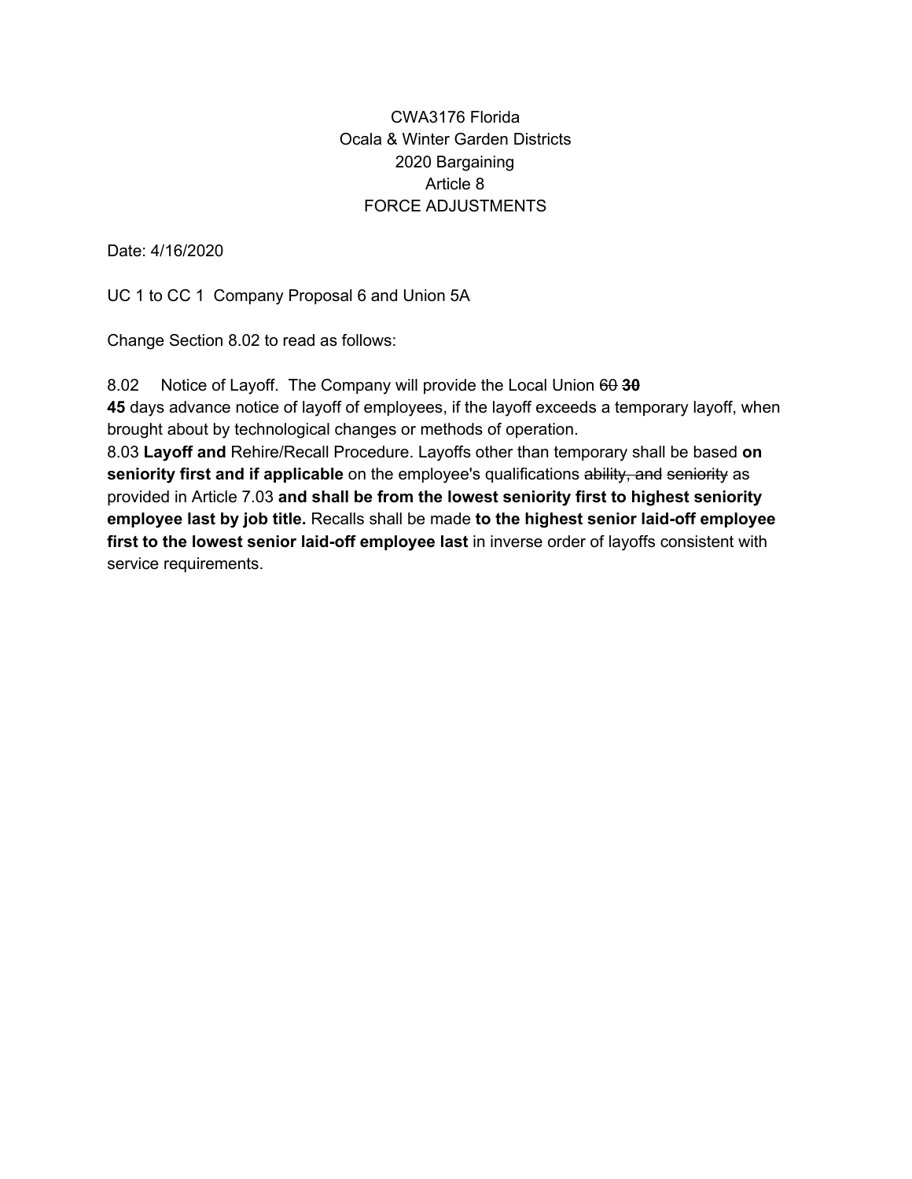CWA3176 Florida
Ocala & Winter Garden Districts
2020 Bargaining
Article 8
FORCE ADJUSTMENTS

Date: 4/16/2020

UC 1 to CC 1 Company Proposal 6 and Union 5A

Change Section 8.02 to read as follows:

8.02 Notice of Layoff. The Company will provide the Local Union ~~60~~ ~~**30**~~ **45** days advance notice of layoff of employees, if the layoff exceeds a temporary layoff, when brought about by technological changes or methods of operation.

8.03 **Layoff and** Rehire/Recall Procedure. Layoffs other than temporary shall be based **on seniority first and if applicable** on the employee's qualifications ~~ability, and~~ ~~seniority~~ as provided in Article 7.03 **and shall be from the lowest seniority first to highest seniority employee last by job title.** Recalls shall be made **to the highest senior laid-off employee first to the lowest senior laid-off employee last** in inverse order of layoffs consistent with service requirements.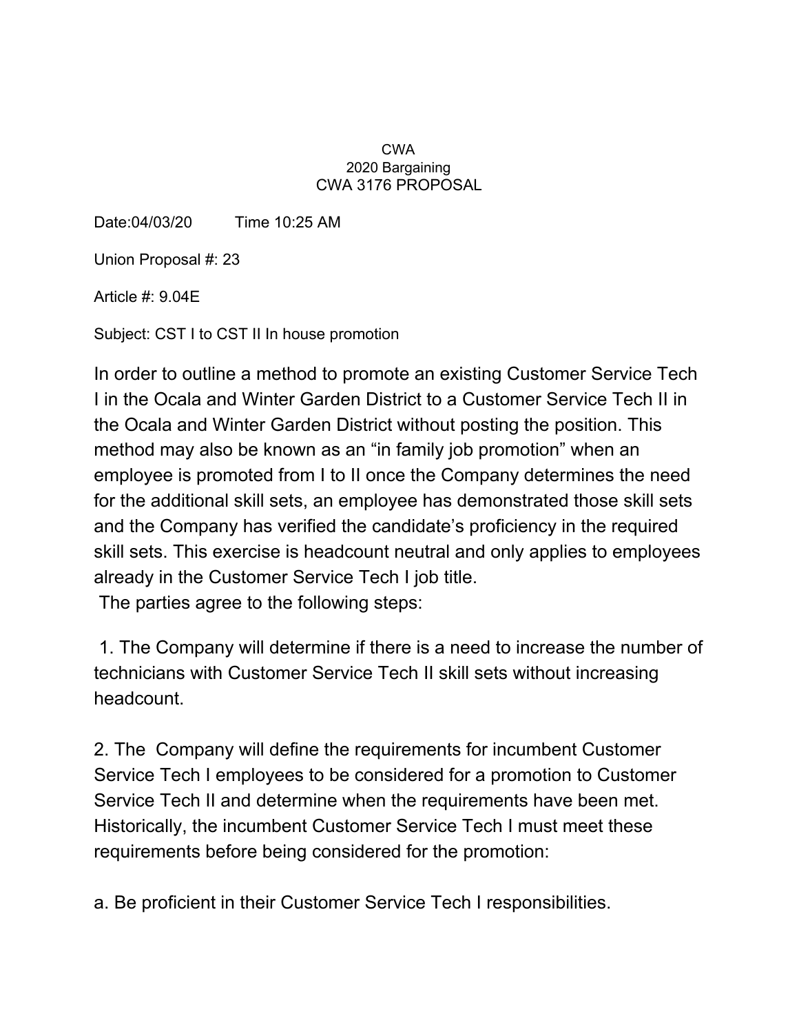CWA
2020 Bargaining
CWA 3176 PROPOSAL

Date:04/03/20 Time 10:25 AM

Union Proposal #: 23

Article #: 9.04E

Subject: CST I to CST II In house promotion

In order to outline a method to promote an existing Customer Service Tech I in the Ocala and Winter Garden District to a Customer Service Tech II in the Ocala and Winter Garden District without posting the position. This method may also be known as an "in family job promotion" when an employee is promoted from I to II once the Company determines the need for the additional skill sets, an employee has demonstrated those skill sets and the Company has verified the candidate's proficiency in the required skill sets. This exercise is headcount neutral and only applies to employees already in the Customer Service Tech I job title.

The parties agree to the following steps:

1. The Company will determine if there is a need to increase the number of technicians with Customer Service Tech II skill sets without increasing headcount.

2. The Company will define the requirements for incumbent Customer Service Tech I employees to be considered for a promotion to Customer Service Tech II and determine when the requirements have been met. Historically, the incumbent Customer Service Tech I must meet these requirements before being considered for the promotion:

a. Be proficient in their Customer Service Tech I responsibilities.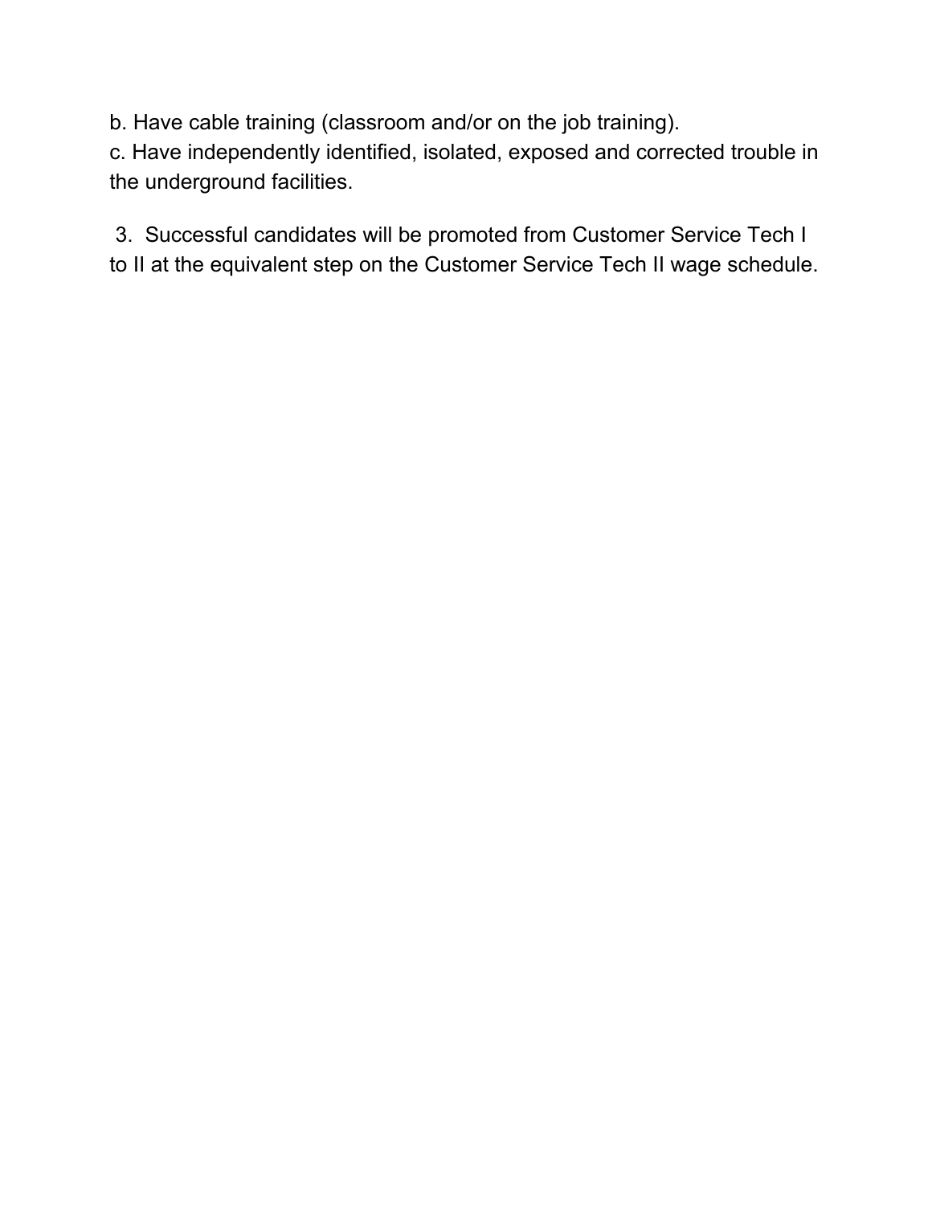b. Have cable training (classroom and/or on the job training).
c. Have independently identified, isolated, exposed and corrected trouble in the underground facilities.

3. Successful candidates will be promoted from Customer Service Tech I to II at the equivalent step on the Customer Service Tech II wage schedule.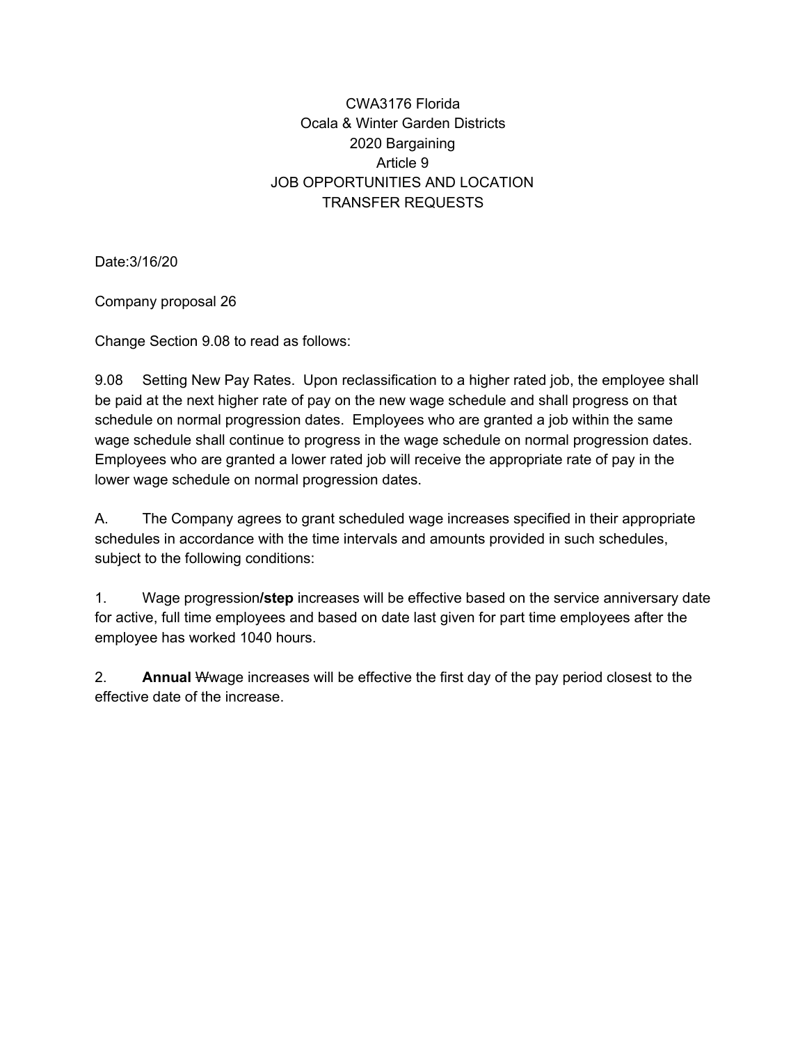CWA3176 Florida
Ocala & Winter Garden Districts
2020 Bargaining
Article 9
JOB OPPORTUNITIES AND LOCATION
TRANSFER REQUESTS

Date:3/16/20

Company proposal 26

Change Section 9.08 to read as follows:

9.08 Setting New Pay Rates. Upon reclassification to a higher rated job, the employee shall be paid at the next higher rate of pay on the new wage schedule and shall progress on that schedule on normal progression dates. Employees who are granted a job within the same wage schedule shall continue to progress in the wage schedule on normal progression dates. Employees who are granted a lower rated job will receive the appropriate rate of pay in the lower wage schedule on normal progression dates.

A. The Company agrees to grant scheduled wage increases specified in their appropriate schedules in accordance with the time intervals and amounts provided in such schedules, subject to the following conditions:

1. Wage progression**/step** increases will be effective based on the service anniversary date for active, full time employees and based on date last given for part time employees after the employee has worked 1040 hours.

2. **Annual** ~~W~~wage increases will be effective the first day of the pay period closest to the effective date of the increase.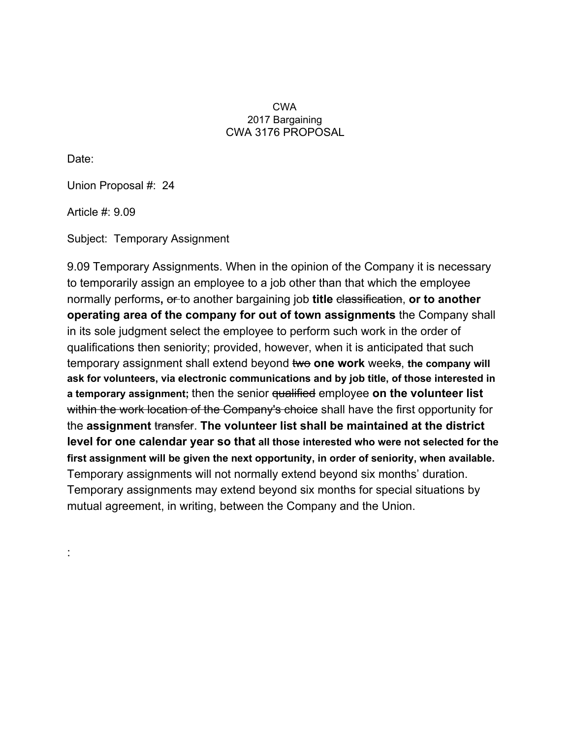CWA
2017 Bargaining
CWA 3176 PROPOSAL

Date:

Union Proposal #: 24

Article #: 9.09

Subject: Temporary Assignment

9.09 Temporary Assignments. When in the opinion of the Company it is necessary to temporarily assign an employee to a job other than that which the employee normally performs**,** ~~or~~ to another bargaining job **title** ~~classification~~, **or to another operating area of the company for out of town assignments** the Company shall in its sole judgment select the employee to perform such work in the order of qualifications then seniority; provided, however, when it is anticipated that such temporary assignment shall extend beyond ~~two~~ **one work** week~~s~~, **the company will ask for volunteers, via electronic communications and by job title, of those interested in a temporary assignment;** then the senior ~~qualified~~ employee **on the volunteer list** ~~within the work location of the Company's choice~~ shall have the first opportunity for the **assignment** ~~transfer~~. **The volunteer list shall be maintained at the district level for one calendar year so that all those interested who were not selected for the first assignment will be given the next opportunity, in order of seniority, when available.** Temporary assignments will not normally extend beyond six months' duration. Temporary assignments may extend beyond six months for special situations by mutual agreement, in writing, between the Company and the Union.

: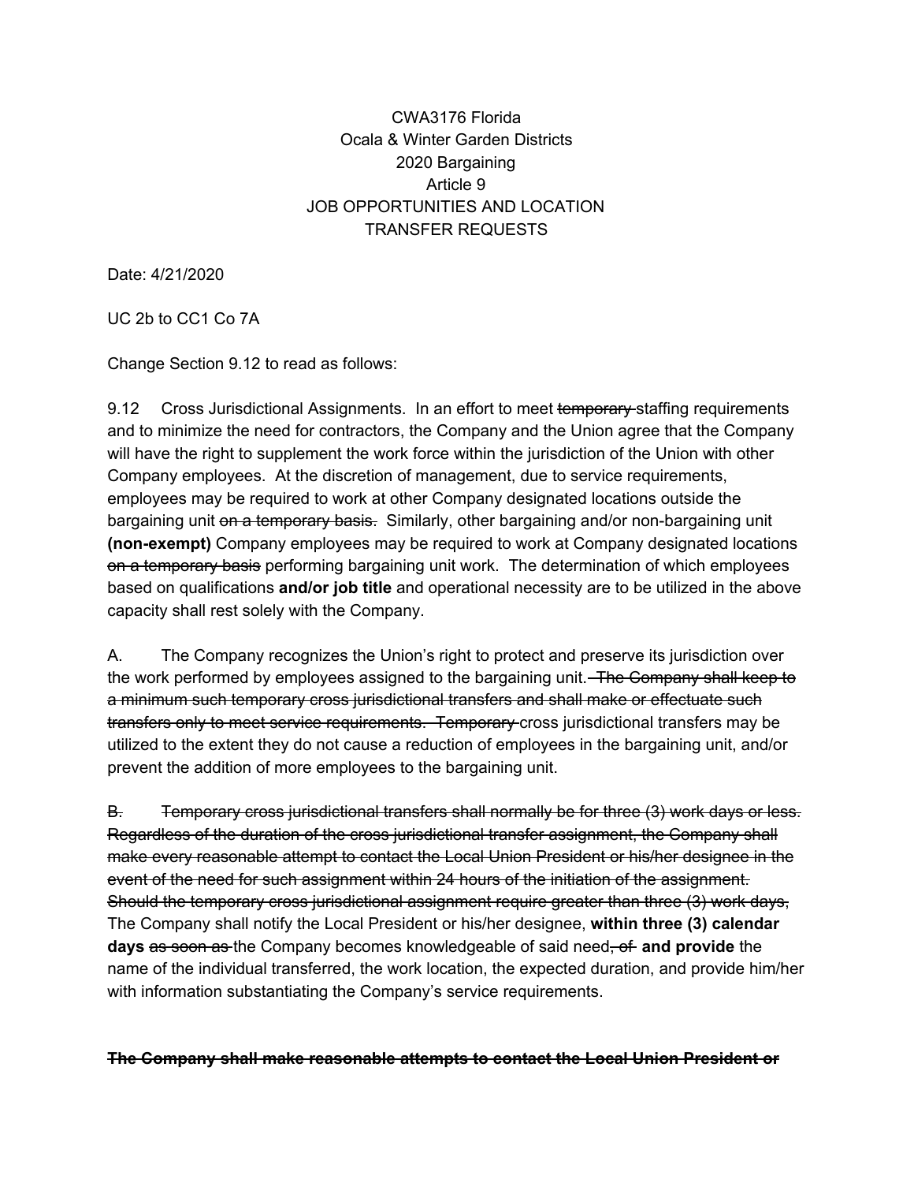CWA3176 Florida
Ocala & Winter Garden Districts
2020 Bargaining
Article 9
JOB OPPORTUNITIES AND LOCATION
TRANSFER REQUESTS

Date: 4/21/2020

UC 2b to CC1 Co 7A

Change Section 9.12 to read as follows:

9.12 Cross Jurisdictional Assignments. In an effort to meet ~~temporary~~ staffing requirements and to minimize the need for contractors, the Company and the Union agree that the Company will have the right to supplement the work force within the jurisdiction of the Union with other Company employees. At the discretion of management, due to service requirements, employees may be required to work at other Company designated locations outside the bargaining unit ~~on a temporary basis.~~ Similarly, other bargaining and/or non-bargaining unit **(non-exempt)** Company employees may be required to work at Company designated locations ~~on a temporary basis~~ performing bargaining unit work. The determination of which employees based on qualifications **and/or job title** and operational necessity are to be utilized in the above capacity shall rest solely with the Company.

A. The Company recognizes the Union's right to protect and preserve its jurisdiction over the work performed by employees assigned to the bargaining unit. ~~The Company shall keep to a minimum such temporary cross jurisdictional transfers and shall make or effectuate such transfers only to meet service requirements. Temporary~~ cross jurisdictional transfers may be utilized to the extent they do not cause a reduction of employees in the bargaining unit, and/or prevent the addition of more employees to the bargaining unit.

~~B. Temporary cross jurisdictional transfers shall normally be for three (3) work days or less. Regardless of the duration of the cross jurisdictional transfer assignment, the Company shall make every reasonable attempt to contact the Local Union President or his/her designee in the event of the need for such assignment within 24 hours of the initiation of the assignment. Should the temporary cross jurisdictional assignment require greater than three (3) work days,~~ The Company shall notify the Local President or his/her designee, **within three (3) calendar days** ~~as soon as~~ the Company becomes knowledgeable of said need~~, of~~ **and provide** the name of the individual transferred, the work location, the expected duration, and provide him/her with information substantiating the Company's service requirements.

~~**The Company shall make reasonable attempts to contact the Local Union President or**~~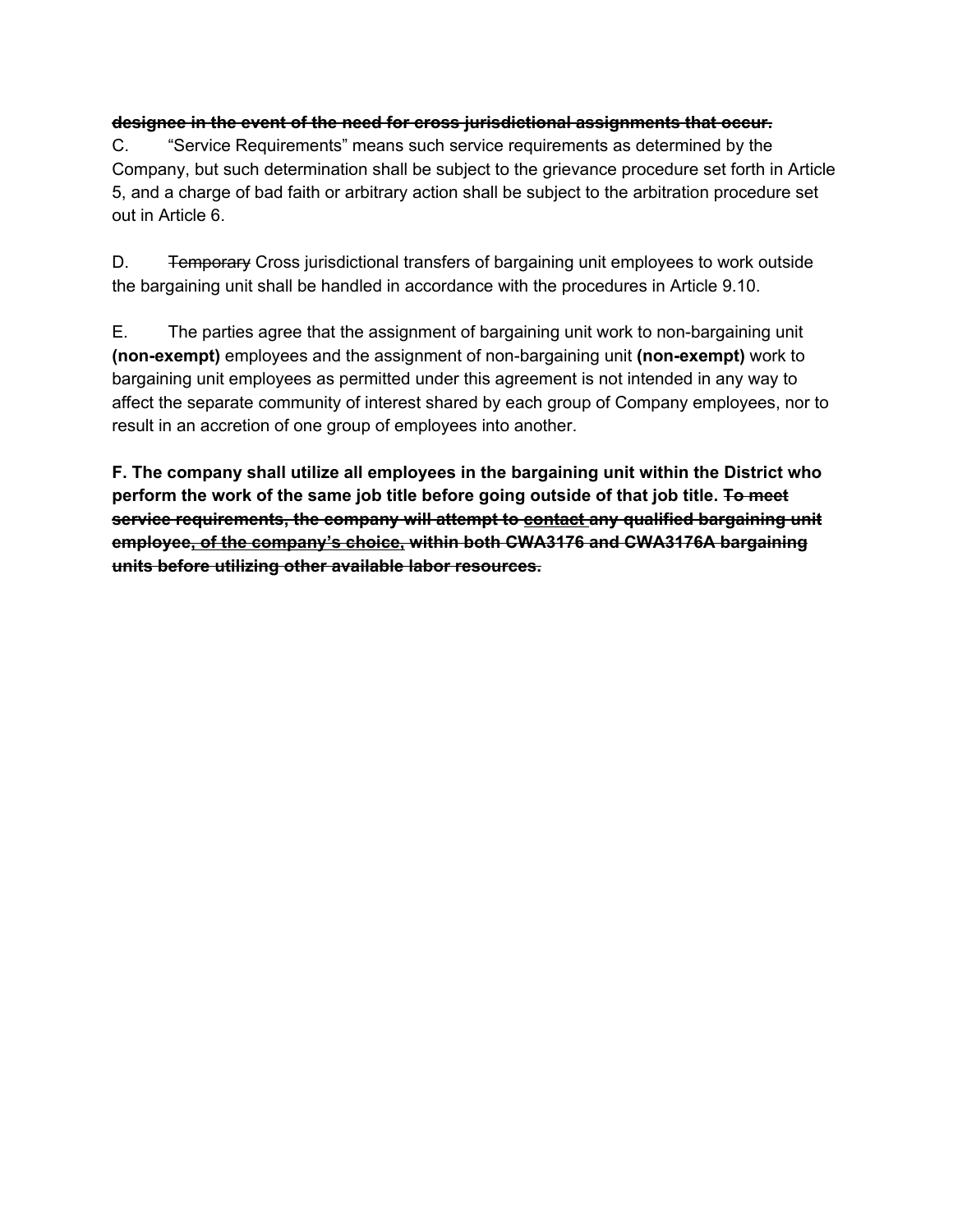**~~designee in the event of the need for cross jurisdictional assignments that occur.~~**

C. "Service Requirements" means such service requirements as determined by the Company, but such determination shall be subject to the grievance procedure set forth in Article 5, and a charge of bad faith or arbitrary action shall be subject to the arbitration procedure set out in Article 6.

D. ~~Temporary~~ Cross jurisdictional transfers of bargaining unit employees to work outside the bargaining unit shall be handled in accordance with the procedures in Article 9.10.

E. The parties agree that the assignment of bargaining unit work to non-bargaining unit **(non-exempt)** employees and the assignment of non-bargaining unit **(non-exempt)** work to bargaining unit employees as permitted under this agreement is not intended in any way to affect the separate community of interest shared by each group of Company employees, nor to result in an accretion of one group of employees into another.

**F. The company shall utilize all employees in the bargaining unit within the District who perform the work of the same job title before going outside of that job title. ~~To meet service requirements, the company will attempt to contact any qualified bargaining unit employee, of the company's choice, within both CWA3176 and CWA3176A bargaining units before utilizing other available labor resources.~~**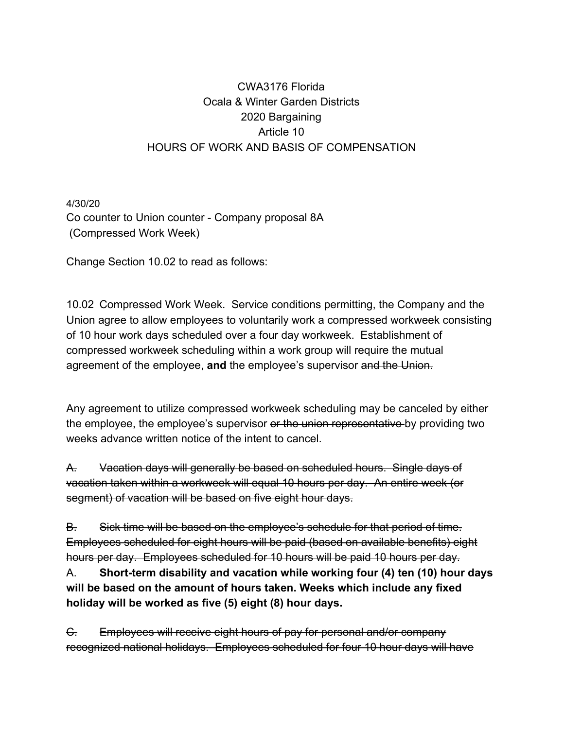CWA3176 Florida
Ocala & Winter Garden Districts
2020 Bargaining
Article 10
HOURS OF WORK AND BASIS OF COMPENSATION

4/30/20
Co counter to Union counter - Company proposal 8A
(Compressed Work Week)

Change Section 10.02 to read as follows:

10.02 Compressed Work Week. Service conditions permitting, the Company and the Union agree to allow employees to voluntarily work a compressed workweek consisting of 10 hour work days scheduled over a four day workweek. Establishment of compressed workweek scheduling within a work group will require the mutual agreement of the employee, **and** the employee's supervisor ~~and the Union.~~

Any agreement to utilize compressed workweek scheduling may be canceled by either the employee, the employee's supervisor ~~or the union representative~~ by providing two weeks advance written notice of the intent to cancel.

~~A. Vacation days will generally be based on scheduled hours. Single days of vacation taken within a workweek will equal 10 hours per day. An entire week (or segment) of vacation will be based on five eight hour days.~~

~~B. Sick time will be based on the employee's schedule for that period of time. Employees scheduled for eight hours will be paid (based on available benefits) eight hours per day. Employees scheduled for 10 hours will be paid 10 hours per day.~~

A. **Short-term disability and vacation while working four (4) ten (10) hour days will be based on the amount of hours taken. Weeks which include any fixed holiday will be worked as five (5) eight (8) hour days.**

~~C. Employees will receive eight hours of pay for personal and/or company recognized national holidays. Employees scheduled for four 10 hour days will have~~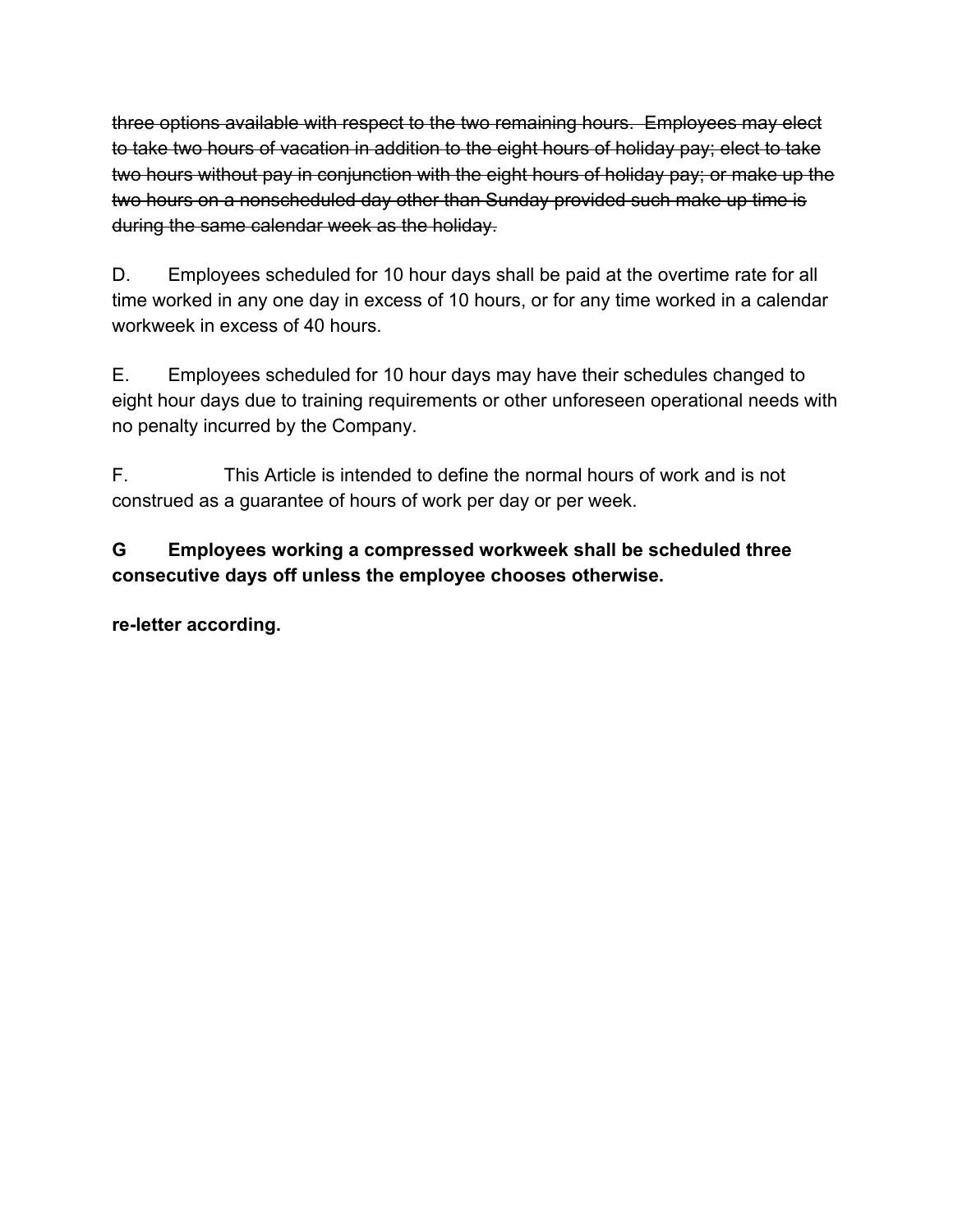~~three options available with respect to the two remaining hours. Employees may elect to take two hours of vacation in addition to the eight hours of holiday pay; elect to take two hours without pay in conjunction with the eight hours of holiday pay; or make up the two hours on a nonscheduled day other than Sunday provided such make up time is during the same calendar week as the holiday.~~

D. Employees scheduled for 10 hour days shall be paid at the overtime rate for all time worked in any one day in excess of 10 hours, or for any time worked in a calendar workweek in excess of 40 hours.

E. Employees scheduled for 10 hour days may have their schedules changed to eight hour days due to training requirements or other unforeseen operational needs with no penalty incurred by the Company.

F. This Article is intended to define the normal hours of work and is not construed as a guarantee of hours of work per day or per week.

**G Employees working a compressed workweek shall be scheduled three consecutive days off unless the employee chooses otherwise.**

**re-letter according.**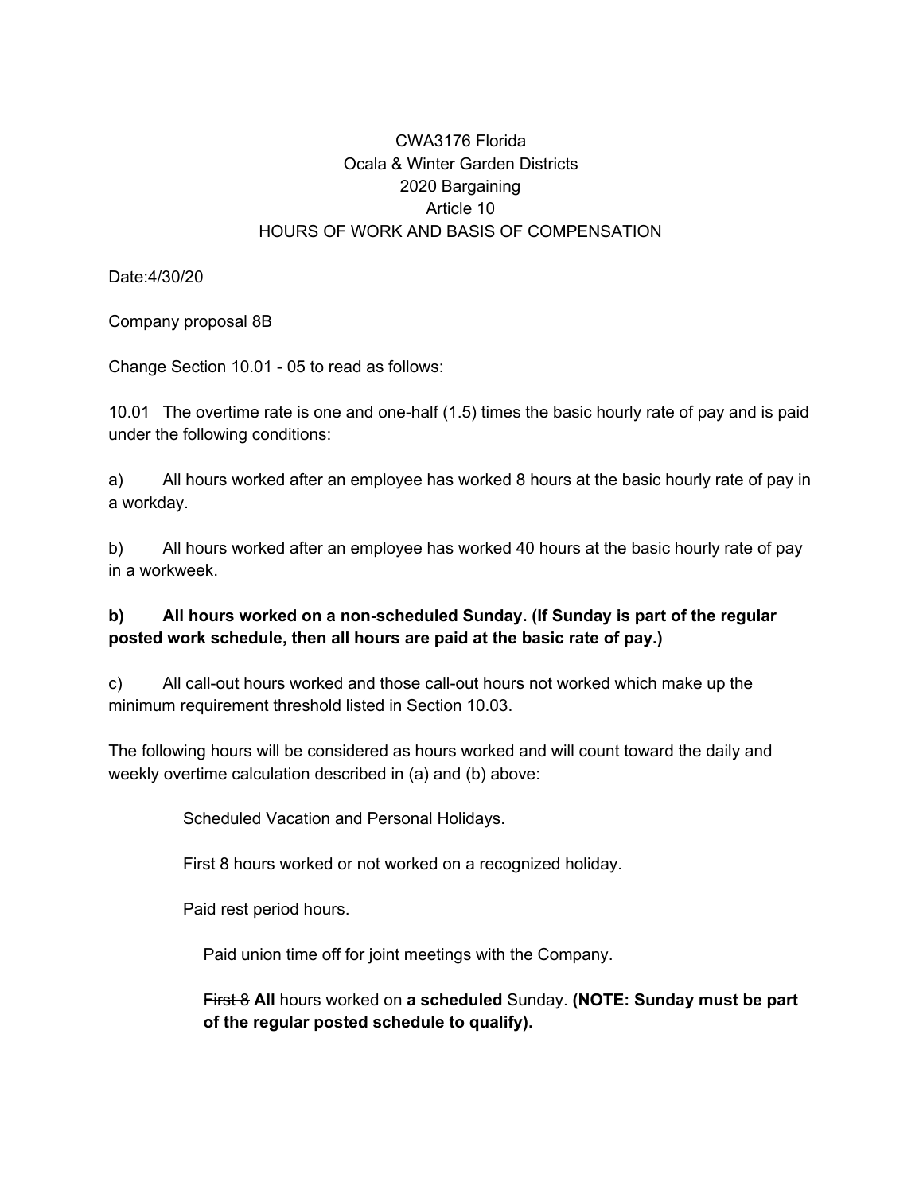CWA3176 Florida
Ocala & Winter Garden Districts
2020 Bargaining
Article 10
HOURS OF WORK AND BASIS OF COMPENSATION

Date:4/30/20

Company proposal 8B

Change Section 10.01 - 05 to read as follows:

10.01 The overtime rate is one and one-half (1.5) times the basic hourly rate of pay and is paid under the following conditions:

a) All hours worked after an employee has worked 8 hours at the basic hourly rate of pay in a workday.

b) All hours worked after an employee has worked 40 hours at the basic hourly rate of pay in a workweek.

**b) All hours worked on a non-scheduled Sunday. (If Sunday is part of the regular posted work schedule, then all hours are paid at the basic rate of pay.)**

c) All call-out hours worked and those call-out hours not worked which make up the minimum requirement threshold listed in Section 10.03.

The following hours will be considered as hours worked and will count toward the daily and weekly overtime calculation described in (a) and (b) above:

Scheduled Vacation and Personal Holidays.

First 8 hours worked or not worked on a recognized holiday.

Paid rest period hours.

Paid union time off for joint meetings with the Company.

~~First 8~~ **All** hours worked on **a scheduled** Sunday. **(NOTE: Sunday must be part of the regular posted schedule to qualify).**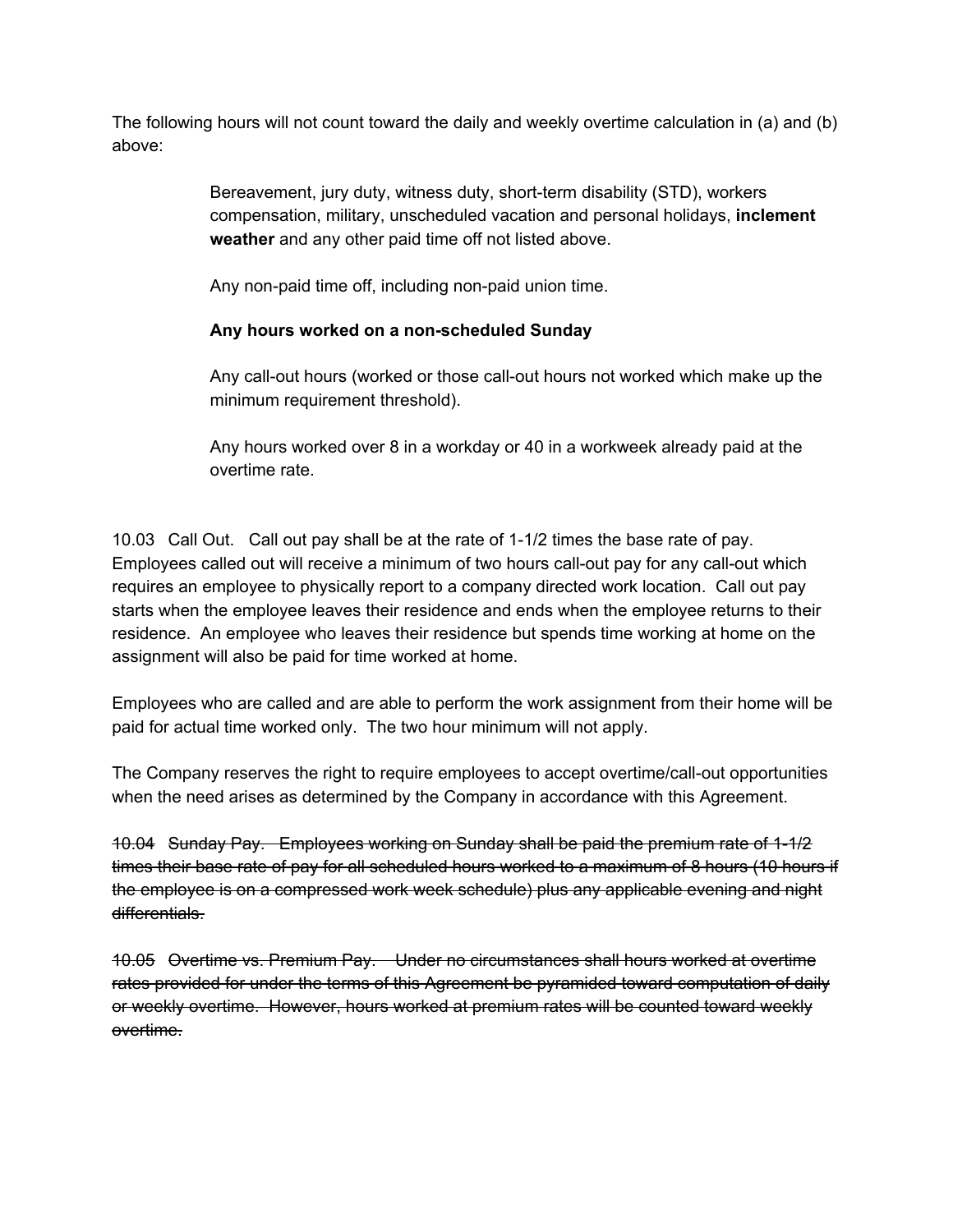The following hours will not count toward the daily and weekly overtime calculation in (a) and (b) above:

> Bereavement, jury duty, witness duty, short-term disability (STD), workers compensation, military, unscheduled vacation and personal holidays, **inclement weather** and any other paid time off not listed above.
>
> Any non-paid time off, including non-paid union time.
>
> **Any hours worked on a non-scheduled Sunday**
>
> Any call-out hours (worked or those call-out hours not worked which make up the minimum requirement threshold).
>
> Any hours worked over 8 in a workday or 40 in a workweek already paid at the overtime rate.

10.03 Call Out. Call out pay shall be at the rate of 1-1/2 times the base rate of pay. Employees called out will receive a minimum of two hours call-out pay for any call-out which requires an employee to physically report to a company directed work location. Call out pay starts when the employee leaves their residence and ends when the employee returns to their residence. An employee who leaves their residence but spends time working at home on the assignment will also be paid for time worked at home.

Employees who are called and are able to perform the work assignment from their home will be paid for actual time worked only. The two hour minimum will not apply.

The Company reserves the right to require employees to accept overtime/call-out opportunities when the need arises as determined by the Company in accordance with this Agreement.

~~10.04 Sunday Pay. Employees working on Sunday shall be paid the premium rate of 1-1/2 times their base rate of pay for all scheduled hours worked to a maximum of 8 hours (10 hours if the employee is on a compressed work week schedule) plus any applicable evening and night differentials.~~

~~10.05 Overtime vs. Premium Pay. Under no circumstances shall hours worked at overtime rates provided for under the terms of this Agreement be pyramided toward computation of daily or weekly overtime. However, hours worked at premium rates will be counted toward weekly overtime.~~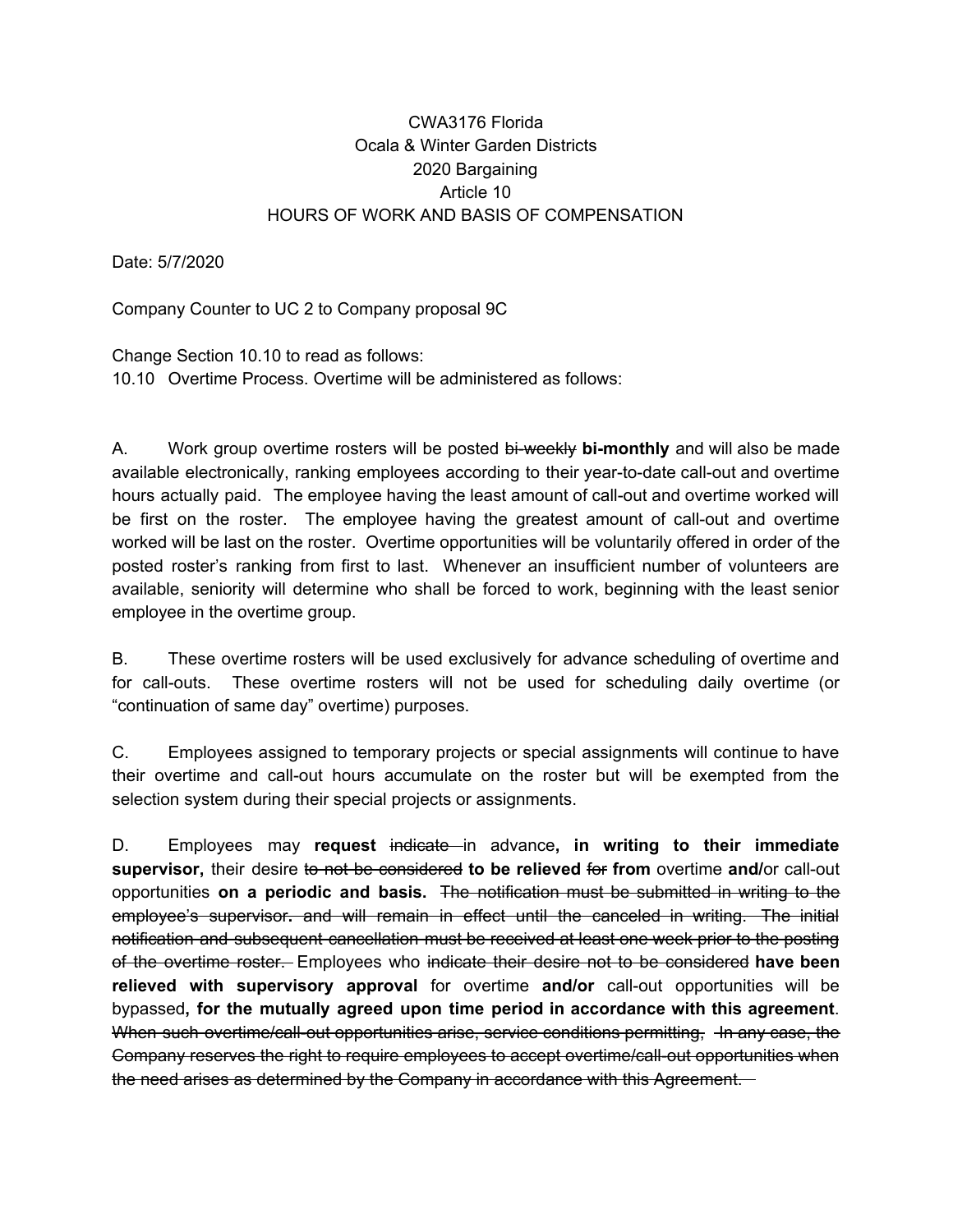CWA3176 Florida
Ocala & Winter Garden Districts
2020 Bargaining
Article 10
HOURS OF WORK AND BASIS OF COMPENSATION

Date: 5/7/2020

Company Counter to UC 2 to Company proposal 9C

Change Section 10.10 to read as follows:
10.10 Overtime Process. Overtime will be administered as follows:

A. Work group overtime rosters will be posted ~~bi-weekly~~ **bi-monthly** and will also be made available electronically, ranking employees according to their year-to-date call-out and overtime hours actually paid. The employee having the least amount of call-out and overtime worked will be first on the roster. The employee having the greatest amount of call-out and overtime worked will be last on the roster. Overtime opportunities will be voluntarily offered in order of the posted roster's ranking from first to last. Whenever an insufficient number of volunteers are available, seniority will determine who shall be forced to work, beginning with the least senior employee in the overtime group.

B. These overtime rosters will be used exclusively for advance scheduling of overtime and for call-outs. These overtime rosters will not be used for scheduling daily overtime (or "continuation of same day" overtime) purposes.

C. Employees assigned to temporary projects or special assignments will continue to have their overtime and call-out hours accumulate on the roster but will be exempted from the selection system during their special projects or assignments.

D. Employees may **request** ~~indicate~~ in advance**, in writing to their immediate supervisor,** their desire ~~to not be considered~~ **to be relieved** ~~for~~ **from** overtime **and/**or call-out opportunities **on a periodic and basis.** ~~The notification must be submitted in writing to the employee's supervisor~~**.** ~~and will remain in effect until the canceled in writing. The initial notification and subsequent cancellation must be received at least one week prior to the posting of the overtime roster.~~ Employees who ~~indicate their desire not to be considered~~ **have been relieved with supervisory approval** for overtime **and/or** call-out opportunities will be bypassed**, for the mutually agreed upon time period in accordance with this agreement**. ~~When such overtime/call-out opportunities arise, service conditions permitting, In any case, the Company reserves the right to require employees to accept overtime/call-out opportunities when the need arises as determined by the Company in accordance with this Agreement.~~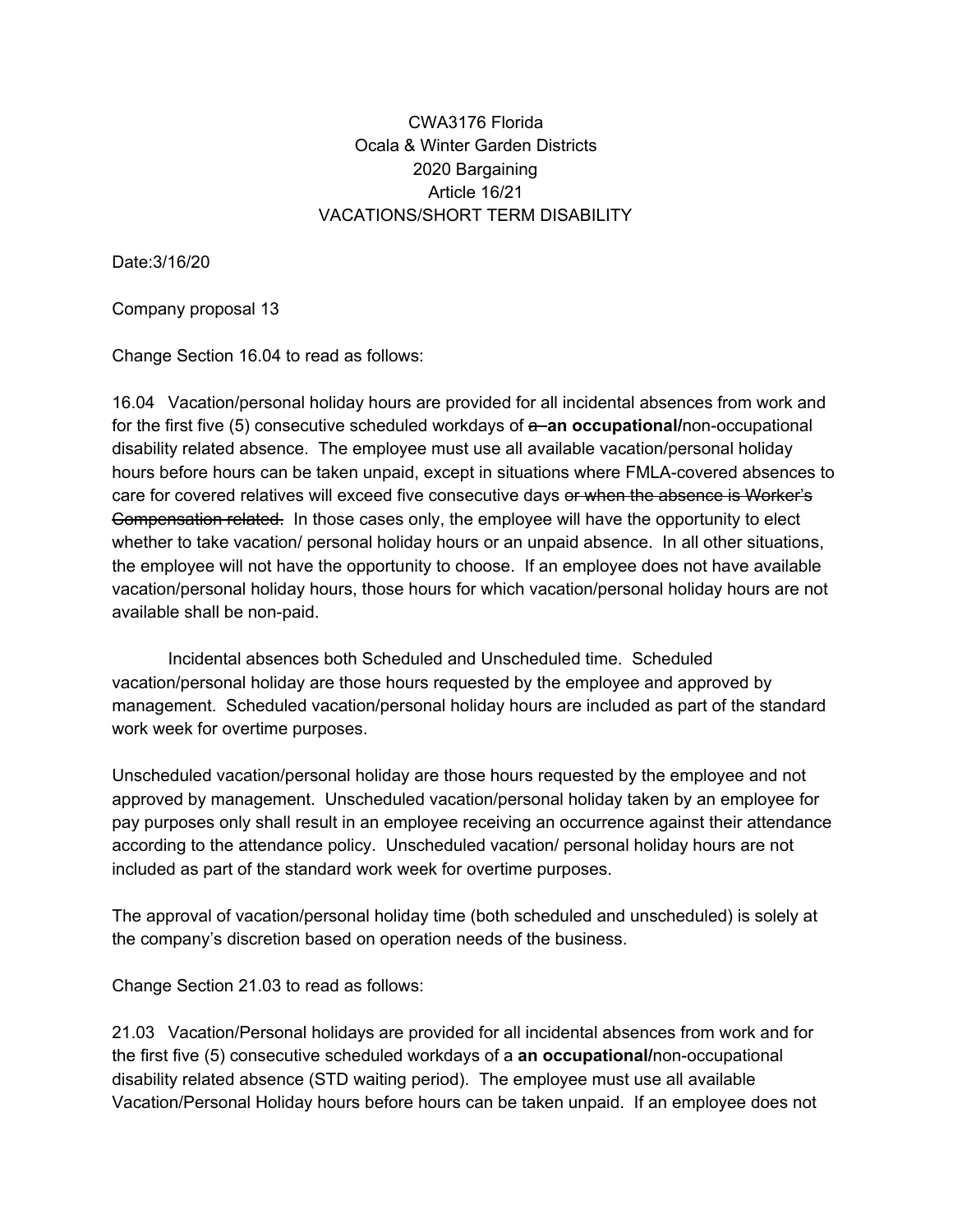CWA3176 Florida
Ocala & Winter Garden Districts
2020 Bargaining
Article 16/21
VACATIONS/SHORT TERM DISABILITY

Date:3/16/20

Company proposal 13

Change Section 16.04 to read as follows:

16.04 Vacation/personal holiday hours are provided for all incidental absences from work and for the first five (5) consecutive scheduled workdays of ~~a~~ **an occupational/**non-occupational disability related absence. The employee must use all available vacation/personal holiday hours before hours can be taken unpaid, except in situations where FMLA-covered absences to care for covered relatives will exceed five consecutive days ~~or when the absence is Worker's Compensation related.~~ In those cases only, the employee will have the opportunity to elect whether to take vacation/ personal holiday hours or an unpaid absence. In all other situations, the employee will not have the opportunity to choose. If an employee does not have available vacation/personal holiday hours, those hours for which vacation/personal holiday hours are not available shall be non-paid.

Incidental absences both Scheduled and Unscheduled time. Scheduled vacation/personal holiday are those hours requested by the employee and approved by management. Scheduled vacation/personal holiday hours are included as part of the standard work week for overtime purposes.

Unscheduled vacation/personal holiday are those hours requested by the employee and not approved by management. Unscheduled vacation/personal holiday taken by an employee for pay purposes only shall result in an employee receiving an occurrence against their attendance according to the attendance policy. Unscheduled vacation/ personal holiday hours are not included as part of the standard work week for overtime purposes.

The approval of vacation/personal holiday time (both scheduled and unscheduled) is solely at the company's discretion based on operation needs of the business.

Change Section 21.03 to read as follows:

21.03 Vacation/Personal holidays are provided for all incidental absences from work and for the first five (5) consecutive scheduled workdays of a **an occupational/**non-occupational disability related absence (STD waiting period). The employee must use all available Vacation/Personal Holiday hours before hours can be taken unpaid. If an employee does not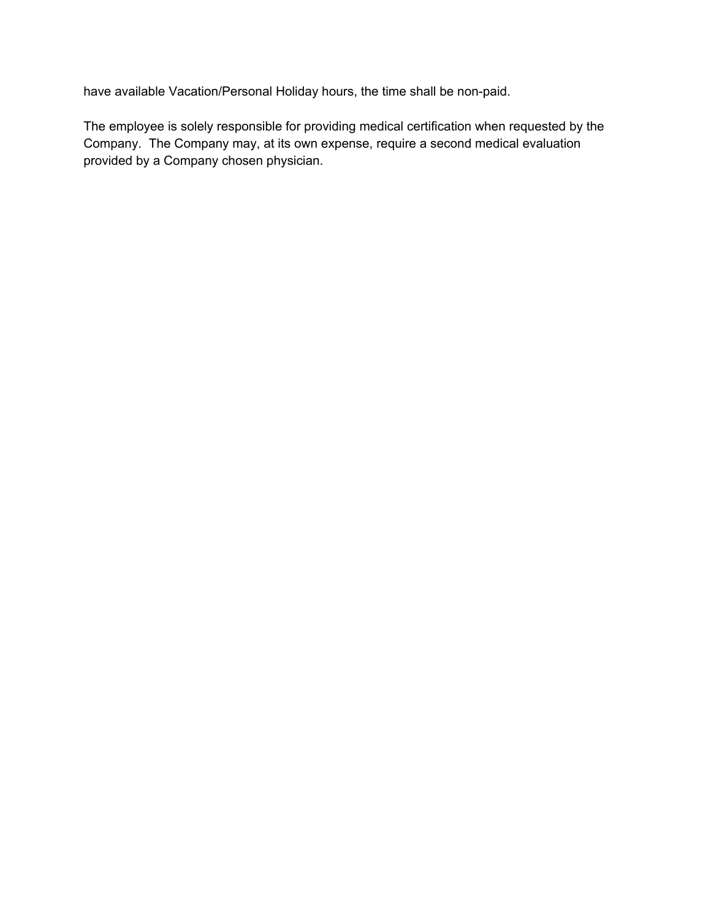have available Vacation/Personal Holiday hours, the time shall be non-paid.

The employee is solely responsible for providing medical certification when requested by the Company. The Company may, at its own expense, require a second medical evaluation provided by a Company chosen physician.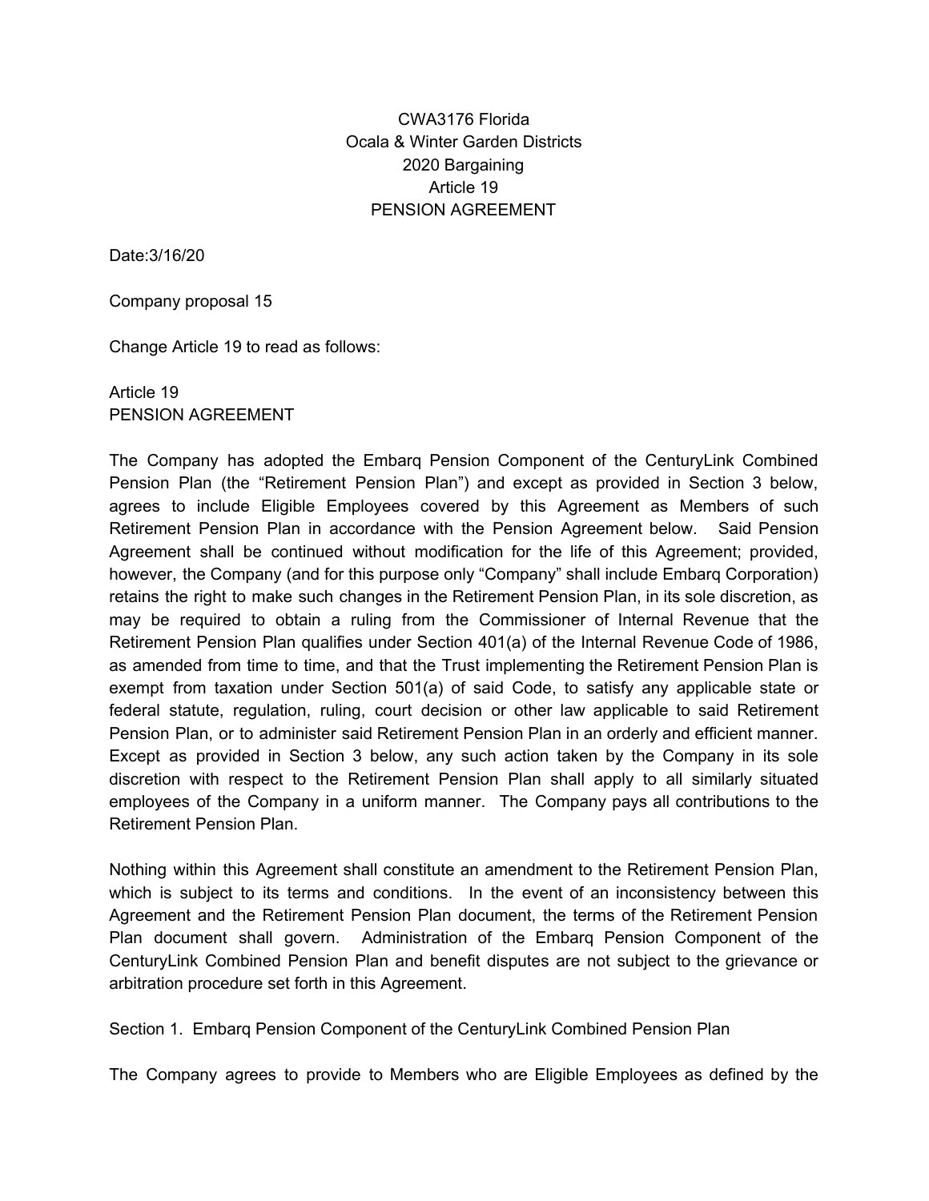CWA3176 Florida
Ocala & Winter Garden Districts
2020 Bargaining
Article 19
PENSION AGREEMENT

Date:3/16/20

Company proposal 15

Change Article 19 to read as follows:

Article 19
PENSION AGREEMENT

The Company has adopted the Embarq Pension Component of the CenturyLink Combined Pension Plan (the "Retirement Pension Plan") and except as provided in Section 3 below, agrees to include Eligible Employees covered by this Agreement as Members of such Retirement Pension Plan in accordance with the Pension Agreement below. Said Pension Agreement shall be continued without modification for the life of this Agreement; provided, however, the Company (and for this purpose only "Company" shall include Embarq Corporation) retains the right to make such changes in the Retirement Pension Plan, in its sole discretion, as may be required to obtain a ruling from the Commissioner of Internal Revenue that the Retirement Pension Plan qualifies under Section 401(a) of the Internal Revenue Code of 1986, as amended from time to time, and that the Trust implementing the Retirement Pension Plan is exempt from taxation under Section 501(a) of said Code, to satisfy any applicable state or federal statute, regulation, ruling, court decision or other law applicable to said Retirement Pension Plan, or to administer said Retirement Pension Plan in an orderly and efficient manner. Except as provided in Section 3 below, any such action taken by the Company in its sole discretion with respect to the Retirement Pension Plan shall apply to all similarly situated employees of the Company in a uniform manner. The Company pays all contributions to the Retirement Pension Plan.

Nothing within this Agreement shall constitute an amendment to the Retirement Pension Plan, which is subject to its terms and conditions. In the event of an inconsistency between this Agreement and the Retirement Pension Plan document, the terms of the Retirement Pension Plan document shall govern. Administration of the Embarq Pension Component of the CenturyLink Combined Pension Plan and benefit disputes are not subject to the grievance or arbitration procedure set forth in this Agreement.

Section 1. Embarq Pension Component of the CenturyLink Combined Pension Plan

The Company agrees to provide to Members who are Eligible Employees as defined by the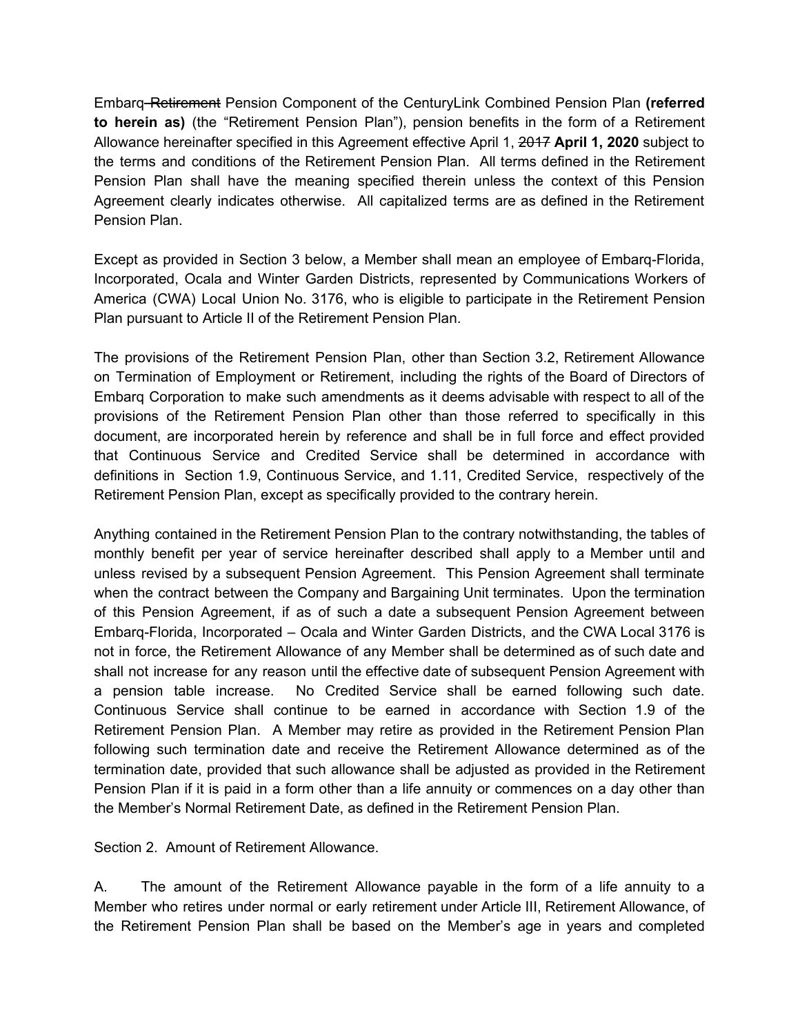Embarq ~~Retirement~~ Pension Component of the CenturyLink Combined Pension Plan **(referred to herein as)** (the "Retirement Pension Plan"), pension benefits in the form of a Retirement Allowance hereinafter specified in this Agreement effective April 1, ~~2017~~ **April 1, 2020** subject to the terms and conditions of the Retirement Pension Plan. All terms defined in the Retirement Pension Plan shall have the meaning specified therein unless the context of this Pension Agreement clearly indicates otherwise. All capitalized terms are as defined in the Retirement Pension Plan.

Except as provided in Section 3 below, a Member shall mean an employee of Embarq-Florida, Incorporated, Ocala and Winter Garden Districts, represented by Communications Workers of America (CWA) Local Union No. 3176, who is eligible to participate in the Retirement Pension Plan pursuant to Article II of the Retirement Pension Plan.

The provisions of the Retirement Pension Plan, other than Section 3.2, Retirement Allowance on Termination of Employment or Retirement, including the rights of the Board of Directors of Embarq Corporation to make such amendments as it deems advisable with respect to all of the provisions of the Retirement Pension Plan other than those referred to specifically in this document, are incorporated herein by reference and shall be in full force and effect provided that Continuous Service and Credited Service shall be determined in accordance with definitions in Section 1.9, Continuous Service, and 1.11, Credited Service, respectively of the Retirement Pension Plan, except as specifically provided to the contrary herein.

Anything contained in the Retirement Pension Plan to the contrary notwithstanding, the tables of monthly benefit per year of service hereinafter described shall apply to a Member until and unless revised by a subsequent Pension Agreement. This Pension Agreement shall terminate when the contract between the Company and Bargaining Unit terminates. Upon the termination of this Pension Agreement, if as of such a date a subsequent Pension Agreement between Embarq-Florida, Incorporated – Ocala and Winter Garden Districts, and the CWA Local 3176 is not in force, the Retirement Allowance of any Member shall be determined as of such date and shall not increase for any reason until the effective date of subsequent Pension Agreement with a pension table increase. No Credited Service shall be earned following such date. Continuous Service shall continue to be earned in accordance with Section 1.9 of the Retirement Pension Plan. A Member may retire as provided in the Retirement Pension Plan following such termination date and receive the Retirement Allowance determined as of the termination date, provided that such allowance shall be adjusted as provided in the Retirement Pension Plan if it is paid in a form other than a life annuity or commences on a day other than the Member's Normal Retirement Date, as defined in the Retirement Pension Plan.

Section 2. Amount of Retirement Allowance.

A. The amount of the Retirement Allowance payable in the form of a life annuity to a Member who retires under normal or early retirement under Article III, Retirement Allowance, of the Retirement Pension Plan shall be based on the Member's age in years and completed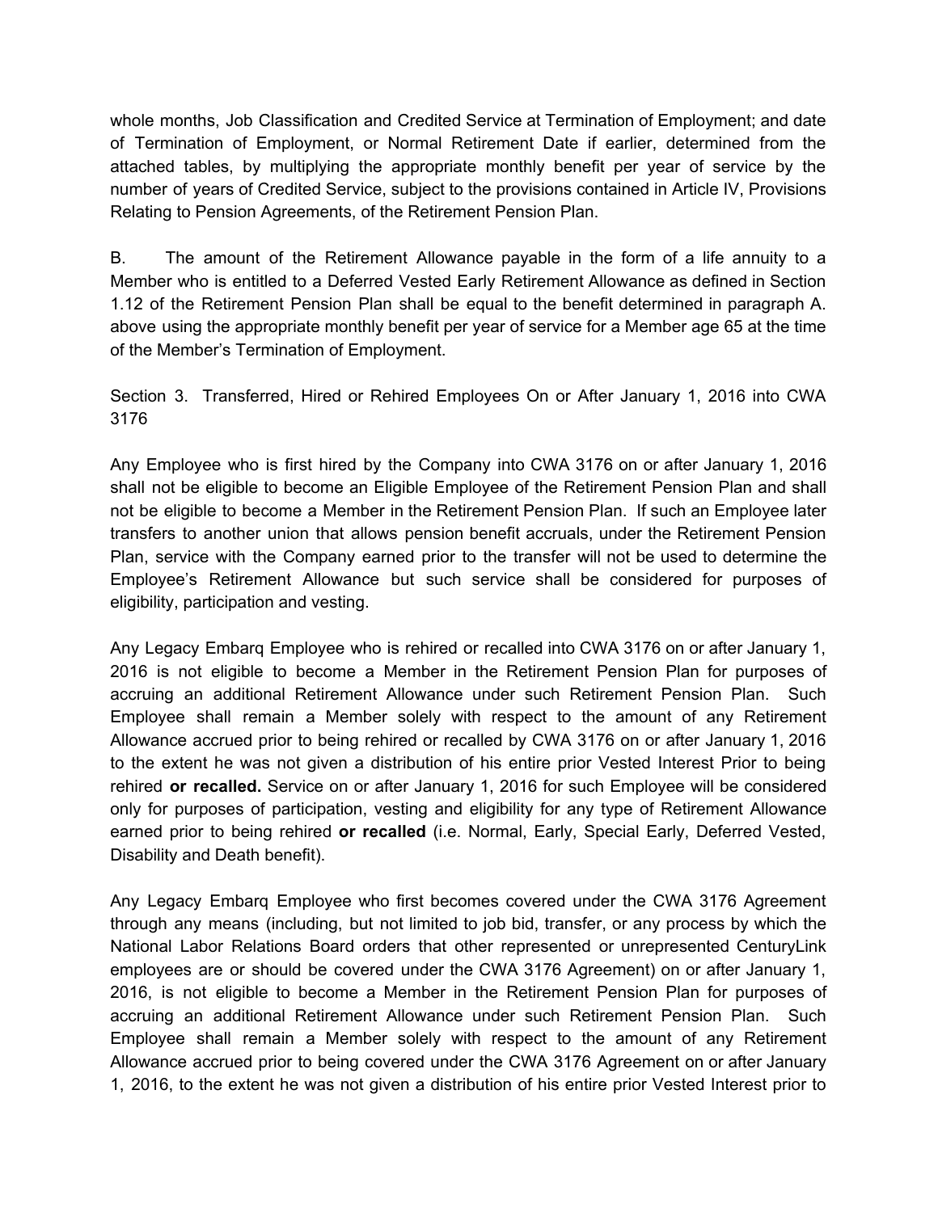whole months, Job Classification and Credited Service at Termination of Employment; and date of Termination of Employment, or Normal Retirement Date if earlier, determined from the attached tables, by multiplying the appropriate monthly benefit per year of service by the number of years of Credited Service, subject to the provisions contained in Article IV, Provisions Relating to Pension Agreements, of the Retirement Pension Plan.

B. The amount of the Retirement Allowance payable in the form of a life annuity to a Member who is entitled to a Deferred Vested Early Retirement Allowance as defined in Section 1.12 of the Retirement Pension Plan shall be equal to the benefit determined in paragraph A. above using the appropriate monthly benefit per year of service for a Member age 65 at the time of the Member's Termination of Employment.

Section 3. Transferred, Hired or Rehired Employees On or After January 1, 2016 into CWA 3176

Any Employee who is first hired by the Company into CWA 3176 on or after January 1, 2016 shall not be eligible to become an Eligible Employee of the Retirement Pension Plan and shall not be eligible to become a Member in the Retirement Pension Plan. If such an Employee later transfers to another union that allows pension benefit accruals, under the Retirement Pension Plan, service with the Company earned prior to the transfer will not be used to determine the Employee's Retirement Allowance but such service shall be considered for purposes of eligibility, participation and vesting.

Any Legacy Embarq Employee who is rehired or recalled into CWA 3176 on or after January 1, 2016 is not eligible to become a Member in the Retirement Pension Plan for purposes of accruing an additional Retirement Allowance under such Retirement Pension Plan. Such Employee shall remain a Member solely with respect to the amount of any Retirement Allowance accrued prior to being rehired or recalled by CWA 3176 on or after January 1, 2016 to the extent he was not given a distribution of his entire prior Vested Interest Prior to being rehired **or recalled.** Service on or after January 1, 2016 for such Employee will be considered only for purposes of participation, vesting and eligibility for any type of Retirement Allowance earned prior to being rehired **or recalled** (i.e. Normal, Early, Special Early, Deferred Vested, Disability and Death benefit).

Any Legacy Embarq Employee who first becomes covered under the CWA 3176 Agreement through any means (including, but not limited to job bid, transfer, or any process by which the National Labor Relations Board orders that other represented or unrepresented CenturyLink employees are or should be covered under the CWA 3176 Agreement) on or after January 1, 2016, is not eligible to become a Member in the Retirement Pension Plan for purposes of accruing an additional Retirement Allowance under such Retirement Pension Plan. Such Employee shall remain a Member solely with respect to the amount of any Retirement Allowance accrued prior to being covered under the CWA 3176 Agreement on or after January 1, 2016, to the extent he was not given a distribution of his entire prior Vested Interest prior to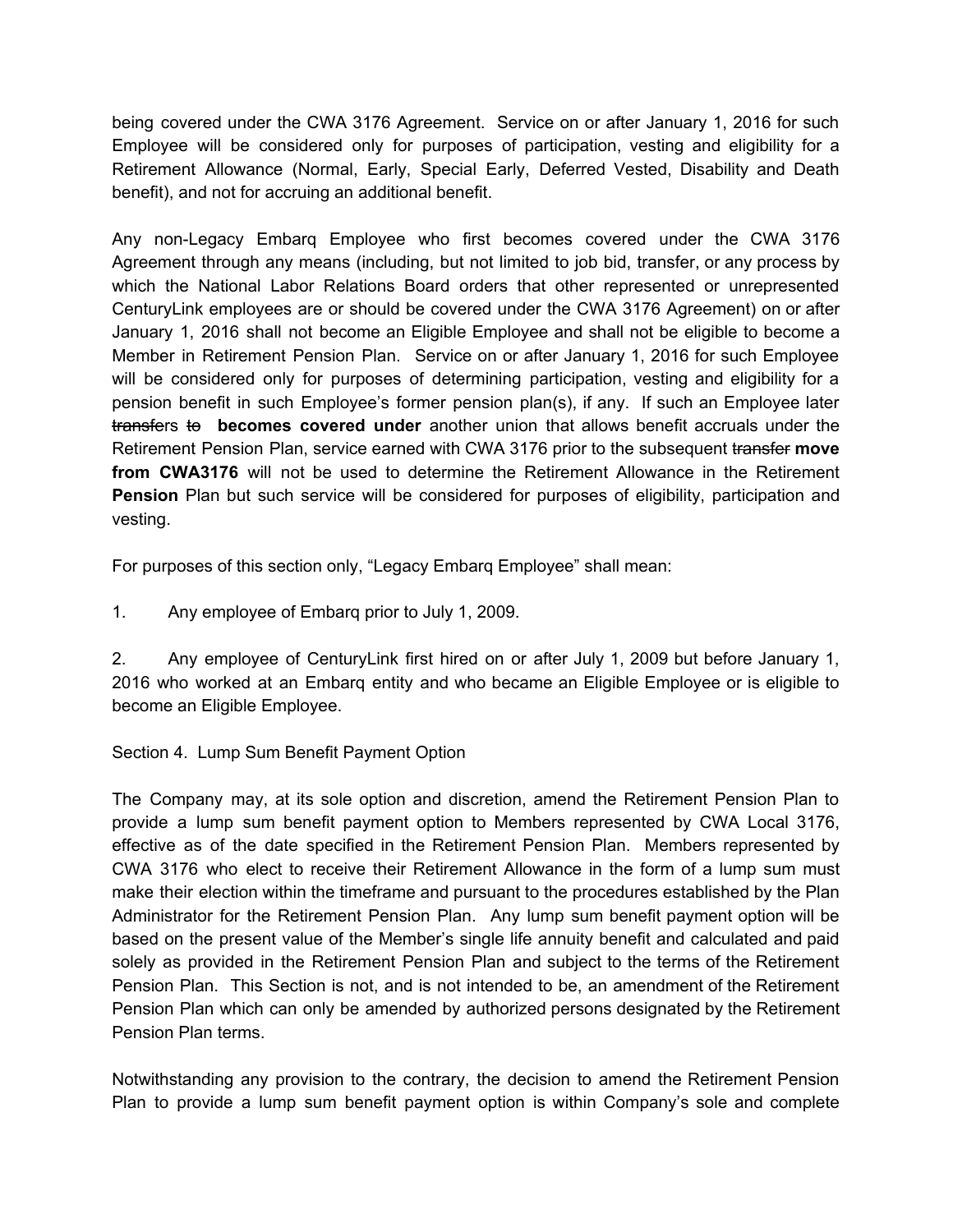being covered under the CWA 3176 Agreement. Service on or after January 1, 2016 for such Employee will be considered only for purposes of participation, vesting and eligibility for a Retirement Allowance (Normal, Early, Special Early, Deferred Vested, Disability and Death benefit), and not for accruing an additional benefit.

Any non-Legacy Embarq Employee who first becomes covered under the CWA 3176 Agreement through any means (including, but not limited to job bid, transfer, or any process by which the National Labor Relations Board orders that other represented or unrepresented CenturyLink employees are or should be covered under the CWA 3176 Agreement) on or after January 1, 2016 shall not become an Eligible Employee and shall not be eligible to become a Member in Retirement Pension Plan. Service on or after January 1, 2016 for such Employee will be considered only for purposes of determining participation, vesting and eligibility for a pension benefit in such Employee's former pension plan(s), if any. If such an Employee later ~~transfe~~rs ~~to~~ **becomes covered under** another union that allows benefit accruals under the Retirement Pension Plan, service earned with CWA 3176 prior to the subsequent ~~transfer~~ **move from CWA3176** will not be used to determine the Retirement Allowance in the Retirement **Pension** Plan but such service will be considered for purposes of eligibility, participation and vesting.

For purposes of this section only, "Legacy Embarq Employee" shall mean:

1. Any employee of Embarq prior to July 1, 2009.

2. Any employee of CenturyLink first hired on or after July 1, 2009 but before January 1, 2016 who worked at an Embarq entity and who became an Eligible Employee or is eligible to become an Eligible Employee.

Section 4. Lump Sum Benefit Payment Option

The Company may, at its sole option and discretion, amend the Retirement Pension Plan to provide a lump sum benefit payment option to Members represented by CWA Local 3176, effective as of the date specified in the Retirement Pension Plan. Members represented by CWA 3176 who elect to receive their Retirement Allowance in the form of a lump sum must make their election within the timeframe and pursuant to the procedures established by the Plan Administrator for the Retirement Pension Plan. Any lump sum benefit payment option will be based on the present value of the Member's single life annuity benefit and calculated and paid solely as provided in the Retirement Pension Plan and subject to the terms of the Retirement Pension Plan. This Section is not, and is not intended to be, an amendment of the Retirement Pension Plan which can only be amended by authorized persons designated by the Retirement Pension Plan terms.

Notwithstanding any provision to the contrary, the decision to amend the Retirement Pension Plan to provide a lump sum benefit payment option is within Company's sole and complete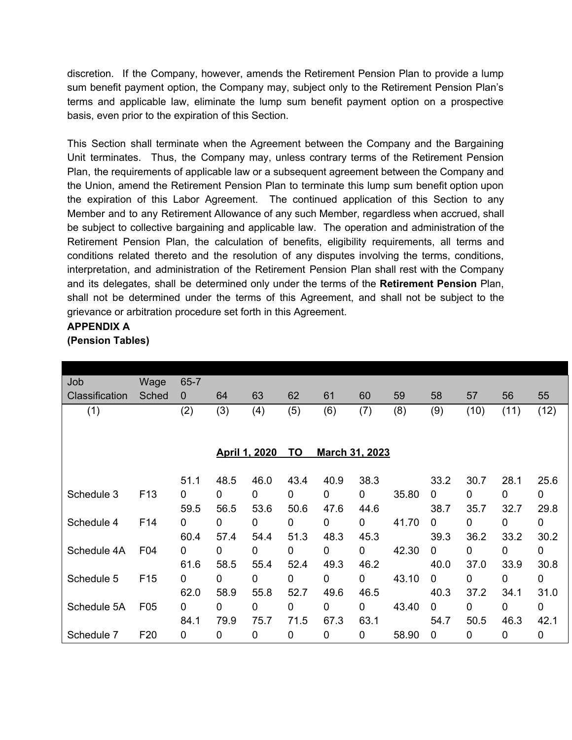discretion. If the Company, however, amends the Retirement Pension Plan to provide a lump sum benefit payment option, the Company may, subject only to the Retirement Pension Plan's terms and applicable law, eliminate the lump sum benefit payment option on a prospective basis, even prior to the expiration of this Section.

This Section shall terminate when the Agreement between the Company and the Bargaining Unit terminates. Thus, the Company may, unless contrary terms of the Retirement Pension Plan, the requirements of applicable law or a subsequent agreement between the Company and the Union, amend the Retirement Pension Plan to terminate this lump sum benefit option upon the expiration of this Labor Agreement. The continued application of this Section to any Member and to any Retirement Allowance of any such Member, regardless when accrued, shall be subject to collective bargaining and applicable law. The operation and administration of the Retirement Pension Plan, the calculation of benefits, eligibility requirements, all terms and conditions related thereto and the resolution of any disputes involving the terms, conditions, interpretation, and administration of the Retirement Pension Plan shall rest with the Company and its delegates, shall be determined only under the terms of the **Retirement Pension** Plan, shall not be determined under the terms of this Agreement, and shall not be subject to the grievance or arbitration procedure set forth in this Agreement.

**APPENDIX A**
**(Pension Tables)**

| Job Classification | Wage Sched | 65-70 | 64 | 63 | 62 | 61 | 60 | 59 | 58 | 57 | 56 | 55 |
|---|---|---|---|---|---|---|---|---|---|---|---|---|
| (1) | | (2) | (3) | (4) | (5) | (6) | (7) | (8) | (9) | (10) | (11) | (12) |
| | | | **April 1, 2020** | | **TO** | **March 31, 2023** | | | | | | |
| Schedule 3 | F13 | 51.10 | 48.50 | 46.00 | 43.40 | 40.90 | 38.30 | 35.80 | 33.20 | 30.70 | 28.10 | 25.60 |
| Schedule 4 | F14 | 59.50 | 56.50 | 53.60 | 50.60 | 47.60 | 44.60 | 41.70 | 38.70 | 35.70 | 32.70 | 29.80 |
| Schedule 4A | F04 | 60.40 | 57.40 | 54.40 | 51.30 | 48.30 | 45.30 | 42.30 | 39.30 | 36.20 | 33.20 | 30.20 |
| Schedule 5 | F15 | 61.60 | 58.50 | 55.40 | 52.40 | 49.30 | 46.20 | 43.10 | 40.00 | 37.00 | 33.90 | 30.80 |
| Schedule 5A | F05 | 62.00 | 58.90 | 55.80 | 52.70 | 49.60 | 46.50 | 43.40 | 40.30 | 37.20 | 34.10 | 31.00 |
| Schedule 7 | F20 | 84.10 | 79.90 | 75.70 | 71.50 | 67.30 | 63.10 | 58.90 | 54.70 | 50.50 | 46.30 | 42.10 |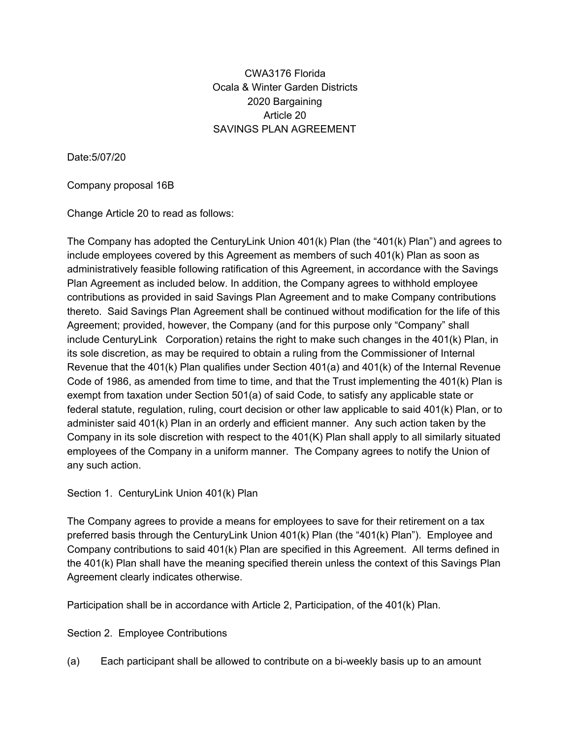CWA3176 Florida
Ocala & Winter Garden Districts
2020 Bargaining
Article 20
SAVINGS PLAN AGREEMENT

Date:5/07/20

Company proposal 16B

Change Article 20 to read as follows:

The Company has adopted the CenturyLink Union 401(k) Plan (the "401(k) Plan") and agrees to include employees covered by this Agreement as members of such 401(k) Plan as soon as administratively feasible following ratification of this Agreement, in accordance with the Savings Plan Agreement as included below. In addition, the Company agrees to withhold employee contributions as provided in said Savings Plan Agreement and to make Company contributions thereto. Said Savings Plan Agreement shall be continued without modification for the life of this Agreement; provided, however, the Company (and for this purpose only "Company" shall include CenturyLink Corporation) retains the right to make such changes in the 401(k) Plan, in its sole discretion, as may be required to obtain a ruling from the Commissioner of Internal Revenue that the 401(k) Plan qualifies under Section 401(a) and 401(k) of the Internal Revenue Code of 1986, as amended from time to time, and that the Trust implementing the 401(k) Plan is exempt from taxation under Section 501(a) of said Code, to satisfy any applicable state or federal statute, regulation, ruling, court decision or other law applicable to said 401(k) Plan, or to administer said 401(k) Plan in an orderly and efficient manner. Any such action taken by the Company in its sole discretion with respect to the 401(K) Plan shall apply to all similarly situated employees of the Company in a uniform manner. The Company agrees to notify the Union of any such action.

Section 1. CenturyLink Union 401(k) Plan

The Company agrees to provide a means for employees to save for their retirement on a tax preferred basis through the CenturyLink Union 401(k) Plan (the "401(k) Plan"). Employee and Company contributions to said 401(k) Plan are specified in this Agreement. All terms defined in the 401(k) Plan shall have the meaning specified therein unless the context of this Savings Plan Agreement clearly indicates otherwise.

Participation shall be in accordance with Article 2, Participation, of the 401(k) Plan.

Section 2. Employee Contributions

(a) Each participant shall be allowed to contribute on a bi-weekly basis up to an amount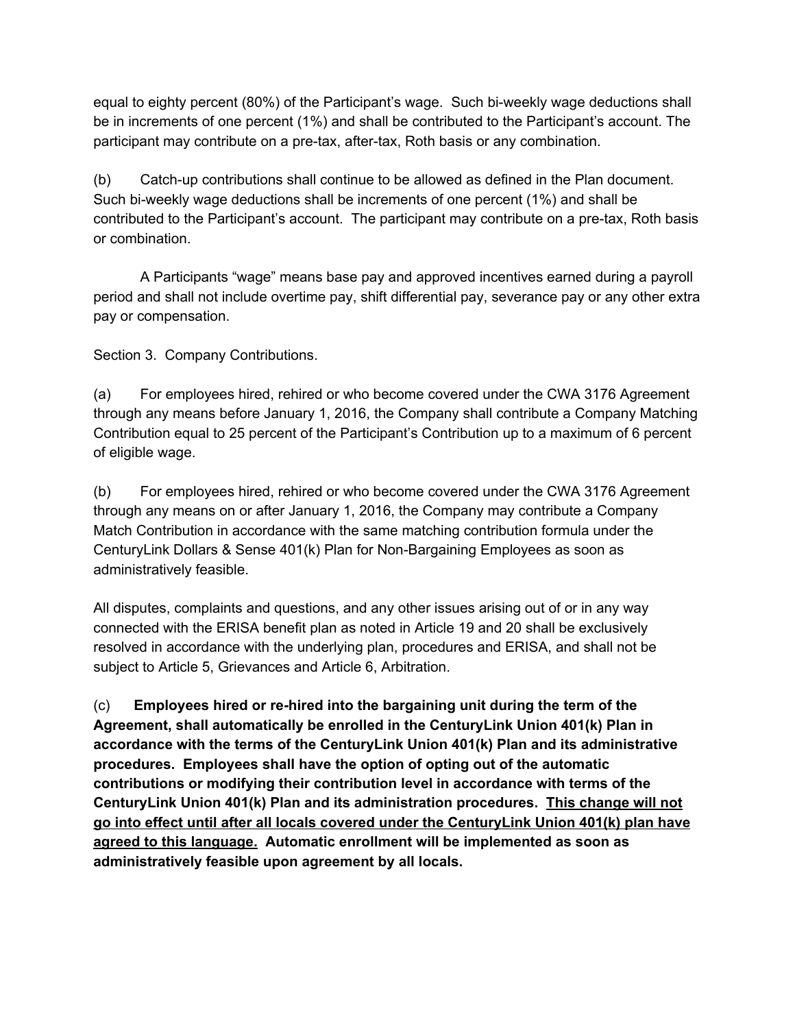equal to eighty percent (80%) of the Participant's wage. Such bi-weekly wage deductions shall be in increments of one percent (1%) and shall be contributed to the Participant's account. The participant may contribute on a pre-tax, after-tax, Roth basis or any combination.

(b) Catch-up contributions shall continue to be allowed as defined in the Plan document. Such bi-weekly wage deductions shall be increments of one percent (1%) and shall be contributed to the Participant's account. The participant may contribute on a pre-tax, Roth basis or combination.

A Participants "wage" means base pay and approved incentives earned during a payroll period and shall not include overtime pay, shift differential pay, severance pay or any other extra pay or compensation.

Section 3. Company Contributions.

(a) For employees hired, rehired or who become covered under the CWA 3176 Agreement through any means before January 1, 2016, the Company shall contribute a Company Matching Contribution equal to 25 percent of the Participant's Contribution up to a maximum of 6 percent of eligible wage.

(b) For employees hired, rehired or who become covered under the CWA 3176 Agreement through any means on or after January 1, 2016, the Company may contribute a Company Match Contribution in accordance with the same matching contribution formula under the CenturyLink Dollars & Sense 401(k) Plan for Non-Bargaining Employees as soon as administratively feasible.

All disputes, complaints and questions, and any other issues arising out of or in any way connected with the ERISA benefit plan as noted in Article 19 and 20 shall be exclusively resolved in accordance with the underlying plan, procedures and ERISA, and shall not be subject to Article 5, Grievances and Article 6, Arbitration.

(c) **Employees hired or re-hired into the bargaining unit during the term of the Agreement, shall automatically be enrolled in the CenturyLink Union 401(k) Plan in accordance with the terms of the CenturyLink Union 401(k) Plan and its administrative procedures. Employees shall have the option of opting out of the automatic contributions or modifying their contribution level in accordance with terms of the CenturyLink Union 401(k) Plan and its administration procedures. <u>This change will not go into effect until after all locals covered under the CenturyLink Union 401(k) plan have agreed to this language.</u> Automatic enrollment will be implemented as soon as administratively feasible upon agreement by all locals.**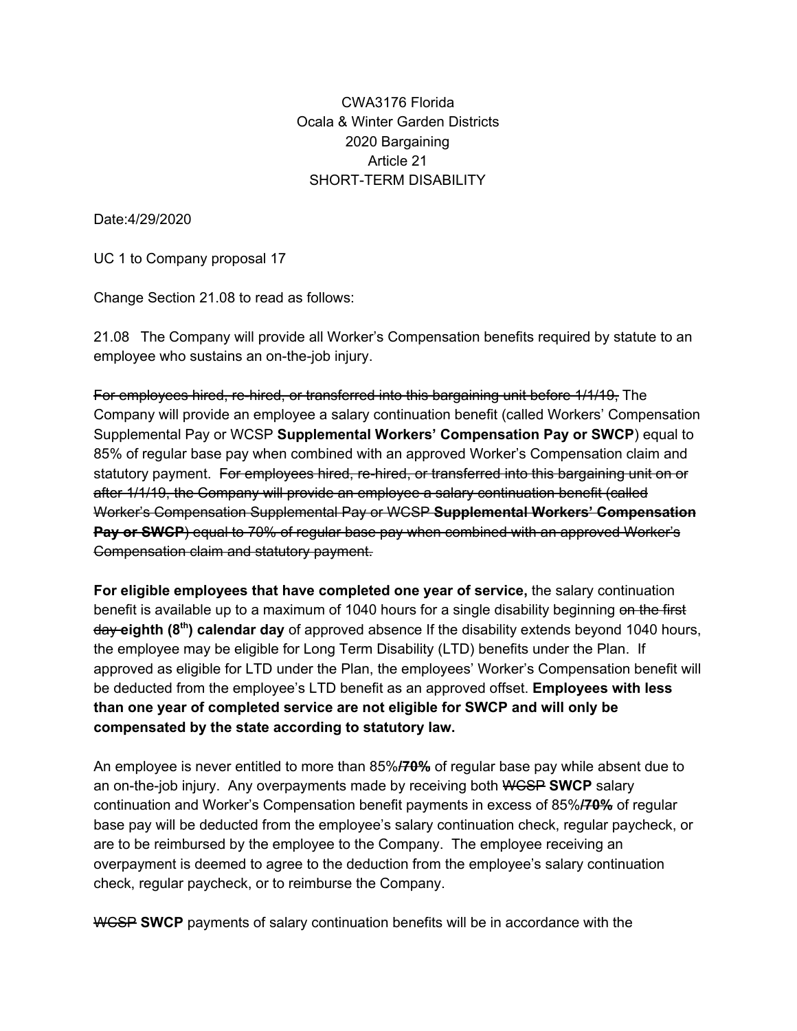CWA3176 Florida
Ocala & Winter Garden Districts
2020 Bargaining
Article 21
SHORT-TERM DISABILITY

Date:4/29/2020

UC 1 to Company proposal 17

Change Section 21.08 to read as follows:

21.08 The Company will provide all Worker's Compensation benefits required by statute to an employee who sustains an on-the-job injury.

~~For employees hired, re-hired, or transferred into this bargaining unit before 1/1/19,~~ The Company will provide an employee a salary continuation benefit (called Workers' Compensation Supplemental Pay or WCSP **Supplemental Workers' Compensation Pay or SWCP**) equal to 85% of regular base pay when combined with an approved Worker's Compensation claim and statutory payment. ~~For employees hired, re-hired, or transferred into this bargaining unit on or after 1/1/19, the Company will provide an employee a salary continuation benefit (called Worker's Compensation Supplemental Pay or WCSP~~ ~~**Supplemental Workers' Compensation Pay or SWCP**~~~~) equal to 70% of regular base pay when combined with an approved Worker's Compensation claim and statutory payment.~~

**For eligible employees that have completed one year of service,** the salary continuation benefit is available up to a maximum of 1040 hours for a single disability beginning ~~on the first day~~ **eighth (8th) calendar day** of approved absence If the disability extends beyond 1040 hours, the employee may be eligible for Long Term Disability (LTD) benefits under the Plan. If approved as eligible for LTD under the Plan, the employees' Worker's Compensation benefit will be deducted from the employee's LTD benefit as an approved offset. **Employees with less than one year of completed service are not eligible for SWCP and will only be compensated by the state according to statutory law.**

An employee is never entitled to more than 85%~~**/70%**~~ of regular base pay while absent due to an on-the-job injury. Any overpayments made by receiving both ~~WCSP~~ **SWCP** salary continuation and Worker's Compensation benefit payments in excess of 85%~~**/70%**~~ of regular base pay will be deducted from the employee's salary continuation check, regular paycheck, or are to be reimbursed by the employee to the Company. The employee receiving an overpayment is deemed to agree to the deduction from the employee's salary continuation check, regular paycheck, or to reimburse the Company.

~~WCSP~~ **SWCP** payments of salary continuation benefits will be in accordance with the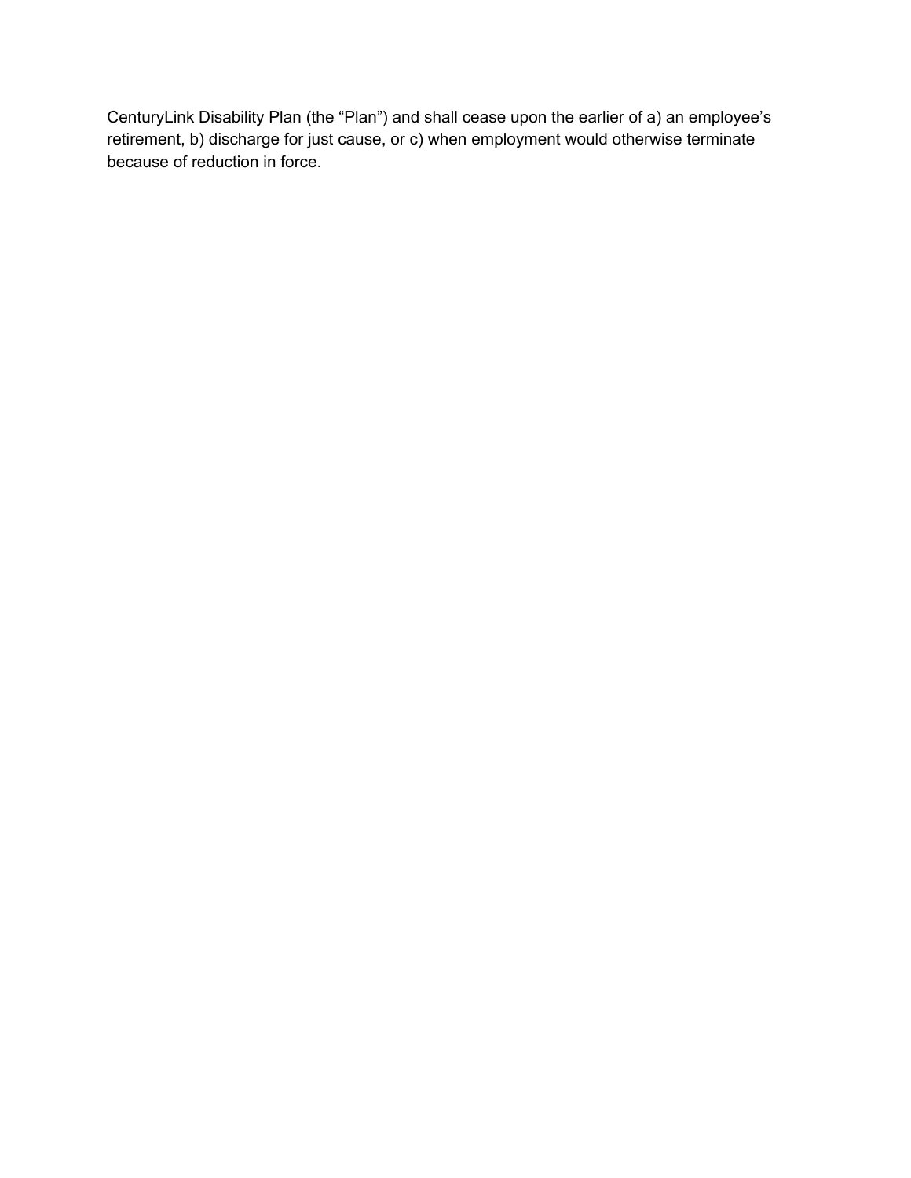CenturyLink Disability Plan (the "Plan") and shall cease upon the earlier of a) an employee's retirement, b) discharge for just cause, or c) when employment would otherwise terminate because of reduction in force.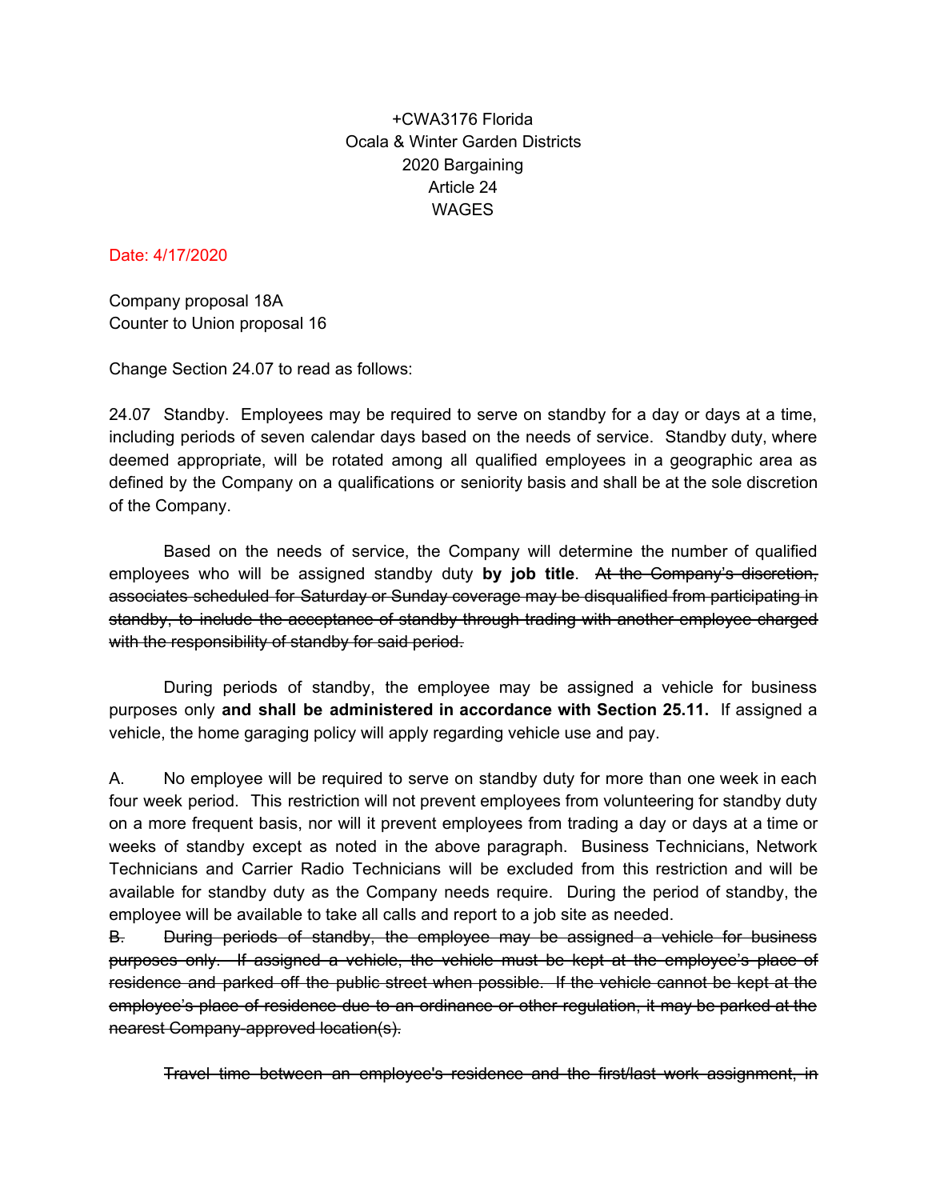+CWA3176 Florida
Ocala & Winter Garden Districts
2020 Bargaining
Article 24
WAGES

Date: 4/17/2020

Company proposal 18A
Counter to Union proposal 16

Change Section 24.07 to read as follows:

24.07 Standby. Employees may be required to serve on standby for a day or days at a time, including periods of seven calendar days based on the needs of service. Standby duty, where deemed appropriate, will be rotated among all qualified employees in a geographic area as defined by the Company on a qualifications or seniority basis and shall be at the sole discretion of the Company.

Based on the needs of service, the Company will determine the number of qualified employees who will be assigned standby duty **by job title**. ~~At the Company's discretion, associates scheduled for Saturday or Sunday coverage may be disqualified from participating in standby, to include the acceptance of standby through trading with another employee charged with the responsibility of standby for said period.~~

During periods of standby, the employee may be assigned a vehicle for business purposes only **and shall be administered in accordance with Section 25.11.** If assigned a vehicle, the home garaging policy will apply regarding vehicle use and pay.

A. No employee will be required to serve on standby duty for more than one week in each four week period. This restriction will not prevent employees from volunteering for standby duty on a more frequent basis, nor will it prevent employees from trading a day or days at a time or weeks of standby except as noted in the above paragraph. Business Technicians, Network Technicians and Carrier Radio Technicians will be excluded from this restriction and will be available for standby duty as the Company needs require. During the period of standby, the employee will be available to take all calls and report to a job site as needed.

~~B. During periods of standby, the employee may be assigned a vehicle for business purposes only. If assigned a vehicle, the vehicle must be kept at the employee's place of residence and parked off the public street when possible. If the vehicle cannot be kept at the employee's place of residence due to an ordinance or other regulation, it may be parked at the nearest Company-approved location(s).~~

~~Travel time between an employee's residence and the first/last work assignment, in~~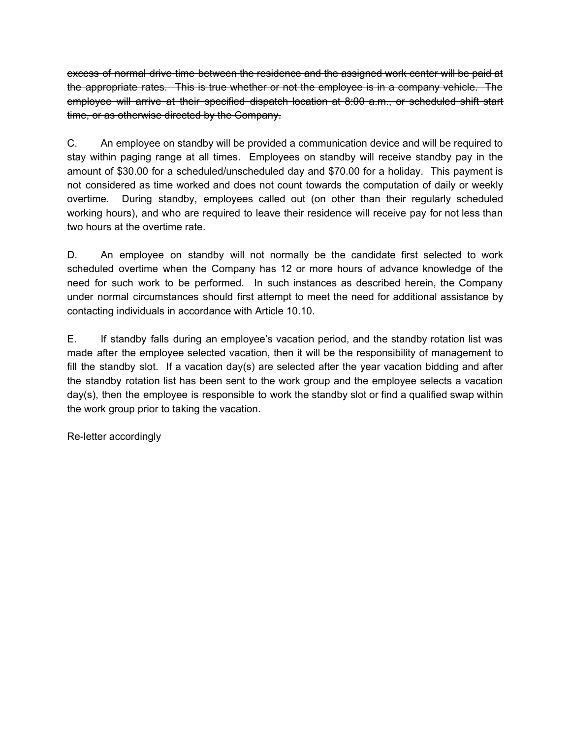~~excess of normal drive time between the residence and the assigned work center will be paid at the appropriate rates. This is true whether or not the employee is in a company vehicle. The employee will arrive at their specified dispatch location at 8:00 a.m., or scheduled shift start time, or as otherwise directed by the Company.~~

C. An employee on standby will be provided a communication device and will be required to stay within paging range at all times. Employees on standby will receive standby pay in the amount of $30.00 for a scheduled/unscheduled day and $70.00 for a holiday. This payment is not considered as time worked and does not count towards the computation of daily or weekly overtime. During standby, employees called out (on other than their regularly scheduled working hours), and who are required to leave their residence will receive pay for not less than two hours at the overtime rate.

D. An employee on standby will not normally be the candidate first selected to work scheduled overtime when the Company has 12 or more hours of advance knowledge of the need for such work to be performed. In such instances as described herein, the Company under normal circumstances should first attempt to meet the need for additional assistance by contacting individuals in accordance with Article 10.10.

E. If standby falls during an employee's vacation period, and the standby rotation list was made after the employee selected vacation, then it will be the responsibility of management to fill the standby slot. If a vacation day(s) are selected after the year vacation bidding and after the standby rotation list has been sent to the work group and the employee selects a vacation day(s), then the employee is responsible to work the standby slot or find a qualified swap within the work group prior to taking the vacation.

Re-letter accordingly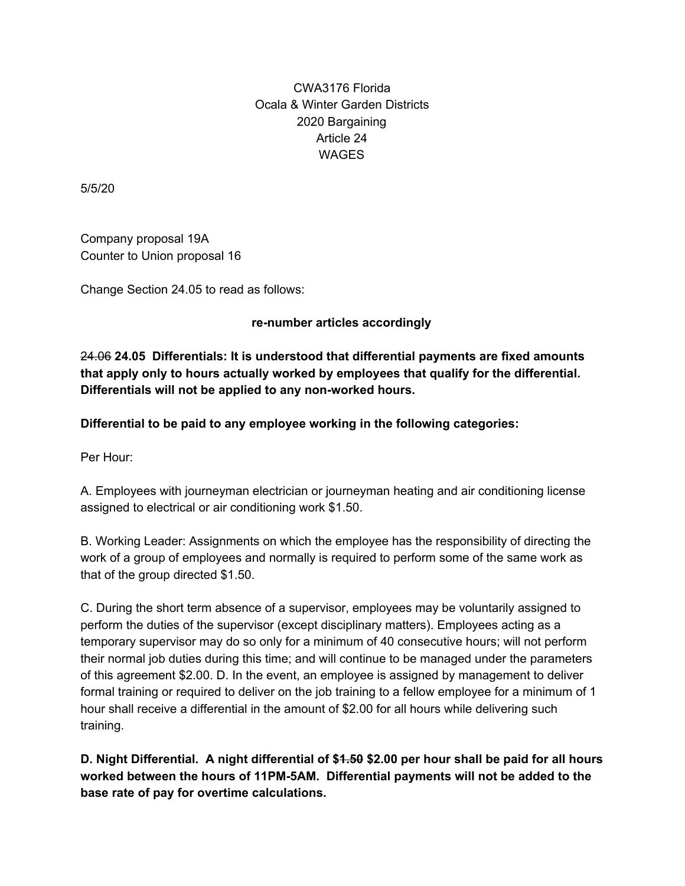CWA3176 Florida
Ocala & Winter Garden Districts
2020 Bargaining
Article 24
WAGES

5/5/20

Company proposal 19A
Counter to Union proposal 16

Change Section 24.05 to read as follows:

**re-number articles accordingly**

~~24.06~~ **24.05 Differentials: It is understood that differential payments are fixed amounts that apply only to hours actually worked by employees that qualify for the differential. Differentials will not be applied to any non-worked hours.**

**Differential to be paid to any employee working in the following categories:**

Per Hour:

A. Employees with journeyman electrician or journeyman heating and air conditioning license assigned to electrical or air conditioning work $1.50.

B. Working Leader: Assignments on which the employee has the responsibility of directing the work of a group of employees and normally is required to perform some of the same work as that of the group directed $1.50.

C. During the short term absence of a supervisor, employees may be voluntarily assigned to perform the duties of the supervisor (except disciplinary matters). Employees acting as a temporary supervisor may do so only for a minimum of 40 consecutive hours; will not perform their normal job duties during this time; and will continue to be managed under the parameters of this agreement $2.00. D. In the event, an employee is assigned by management to deliver formal training or required to deliver on the job training to a fellow employee for a minimum of 1 hour shall receive a differential in the amount of $2.00 for all hours while delivering such training.

**D. Night Differential. A night differential of $~~1.50~~ $2.00 per hour shall be paid for all hours worked between the hours of 11PM-5AM. Differential payments will not be added to the base rate of pay for overtime calculations.**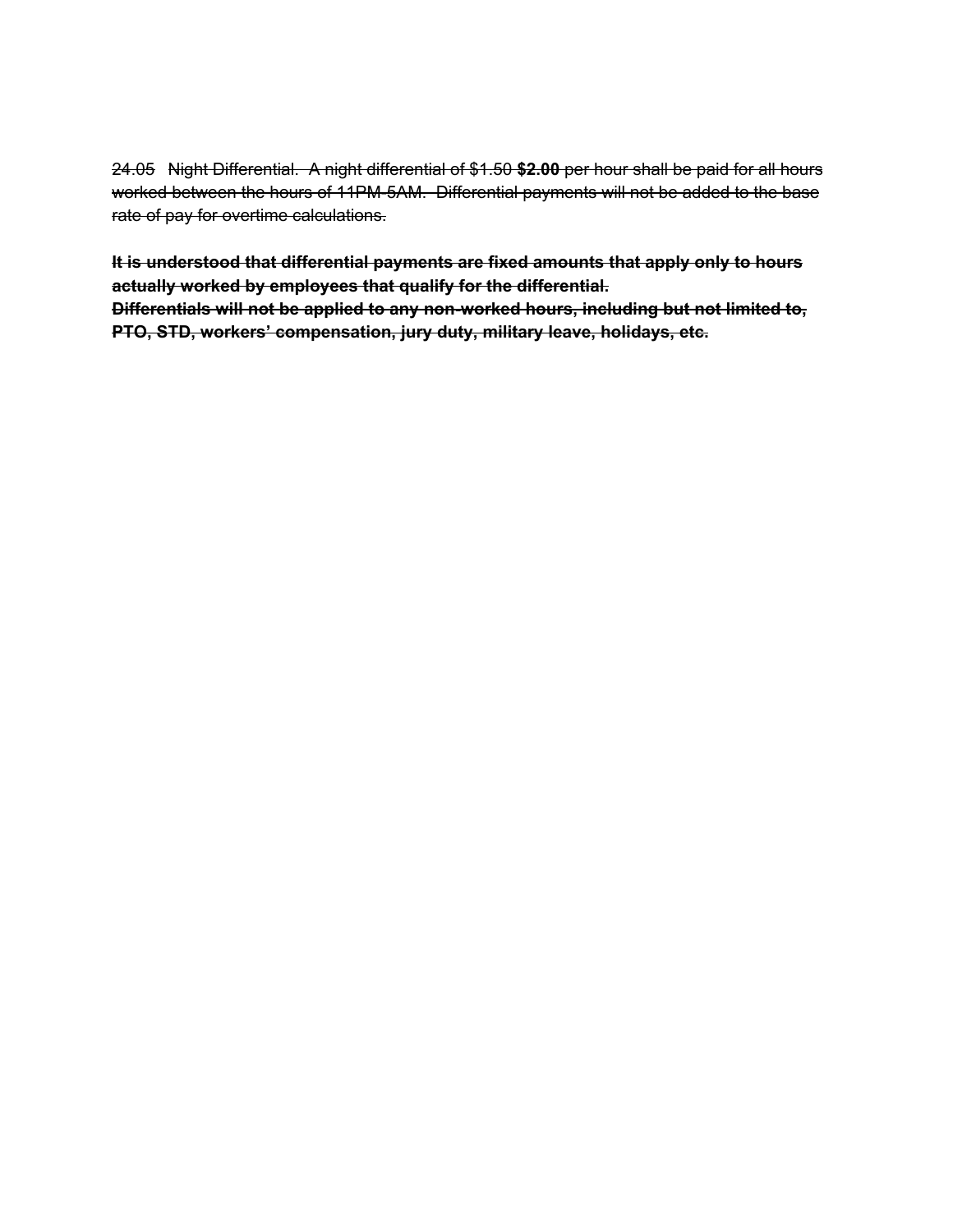~~24.05 Night Differential. A night differential of $1.50~~ ~~**$2.00**~~ ~~per hour shall be paid for all hours worked between the hours of 11PM-5AM. Differential payments will not be added to the base rate of pay for overtime calculations.~~

~~**It is understood that differential payments are fixed amounts that apply only to hours actually worked by employees that qualify for the differential.**~~
~~**Differentials will not be applied to any non-worked hours, including but not limited to, PTO, STD, workers' compensation, jury duty, military leave, holidays, etc.**~~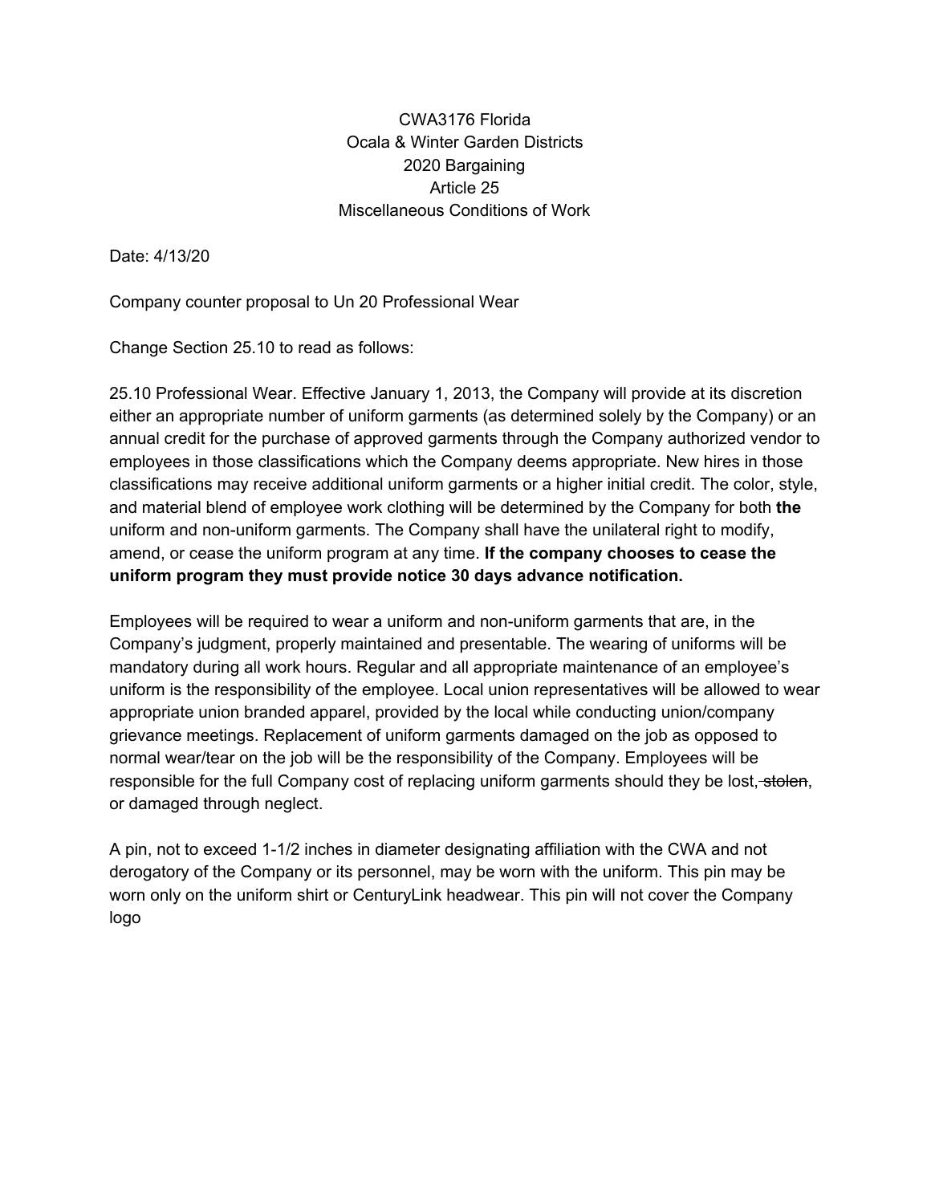CWA3176 Florida
Ocala & Winter Garden Districts
2020 Bargaining
Article 25
Miscellaneous Conditions of Work

Date: 4/13/20

Company counter proposal to Un 20 Professional Wear

Change Section 25.10 to read as follows:

25.10 Professional Wear. Effective January 1, 2013, the Company will provide at its discretion either an appropriate number of uniform garments (as determined solely by the Company) or an annual credit for the purchase of approved garments through the Company authorized vendor to employees in those classifications which the Company deems appropriate. New hires in those classifications may receive additional uniform garments or a higher initial credit. The color, style, and material blend of employee work clothing will be determined by the Company for both **the** uniform and non-uniform garments. The Company shall have the unilateral right to modify, amend, or cease the uniform program at any time. **If the company chooses to cease the uniform program they must provide notice 30 days advance notification.**

Employees will be required to wear a uniform and non-uniform garments that are, in the Company's judgment, properly maintained and presentable. The wearing of uniforms will be mandatory during all work hours. Regular and all appropriate maintenance of an employee's uniform is the responsibility of the employee. Local union representatives will be allowed to wear appropriate union branded apparel, provided by the local while conducting union/company grievance meetings. Replacement of uniform garments damaged on the job as opposed to normal wear/tear on the job will be the responsibility of the Company. Employees will be responsible for the full Company cost of replacing uniform garments should they be lost, ~~stolen,~~ or damaged through neglect.

A pin, not to exceed 1-1/2 inches in diameter designating affiliation with the CWA and not derogatory of the Company or its personnel, may be worn with the uniform. This pin may be worn only on the uniform shirt or CenturyLink headwear. This pin will not cover the Company logo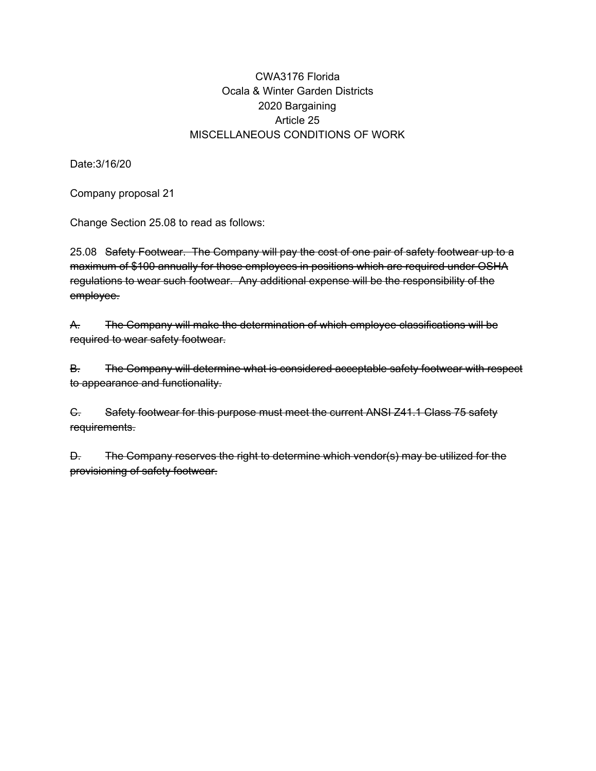CWA3176 Florida
Ocala & Winter Garden Districts
2020 Bargaining
Article 25
MISCELLANEOUS CONDITIONS OF WORK

Date:3/16/20

Company proposal 21

Change Section 25.08 to read as follows:

25.08 ~~Safety Footwear. The Company will pay the cost of one pair of safety footwear up to a maximum of $100 annually for those employees in positions which are required under OSHA regulations to wear such footwear. Any additional expense will be the responsibility of the employee.~~

~~A. The Company will make the determination of which employee classifications will be required to wear safety footwear.~~

~~B. The Company will determine what is considered acceptable safety footwear with respect to appearance and functionality.~~

~~C. Safety footwear for this purpose must meet the current ANSI Z41.1 Class 75 safety requirements.~~

~~D. The Company reserves the right to determine which vendor(s) may be utilized for the provisioning of safety footwear.~~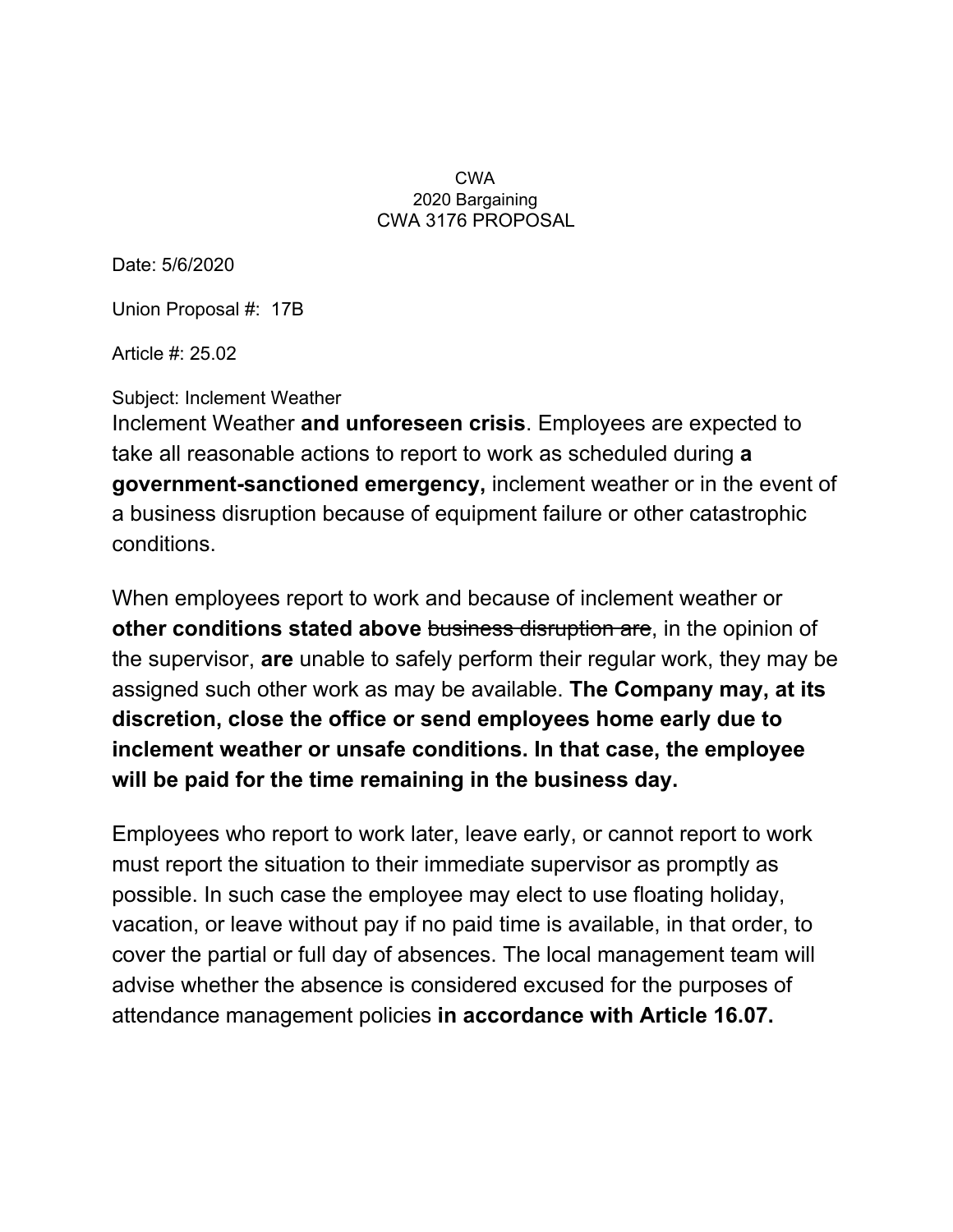CWA
2020 Bargaining
CWA 3176 PROPOSAL

Date: 5/6/2020

Union Proposal #: 17B

Article #: 25.02

Subject: Inclement Weather

Inclement Weather **and unforeseen crisis**. Employees are expected to take all reasonable actions to report to work as scheduled during **a government-sanctioned emergency,** inclement weather or in the event of a business disruption because of equipment failure or other catastrophic conditions.

When employees report to work and because of inclement weather or **other conditions stated above** ~~business disruption are~~, in the opinion of the supervisor, **are** unable to safely perform their regular work, they may be assigned such other work as may be available. **The Company may, at its discretion, close the office or send employees home early due to inclement weather or unsafe conditions. In that case, the employee will be paid for the time remaining in the business day.**

Employees who report to work later, leave early, or cannot report to work must report the situation to their immediate supervisor as promptly as possible. In such case the employee may elect to use floating holiday, vacation, or leave without pay if no paid time is available, in that order, to cover the partial or full day of absences. The local management team will advise whether the absence is considered excused for the purposes of attendance management policies **in accordance with Article 16.07.**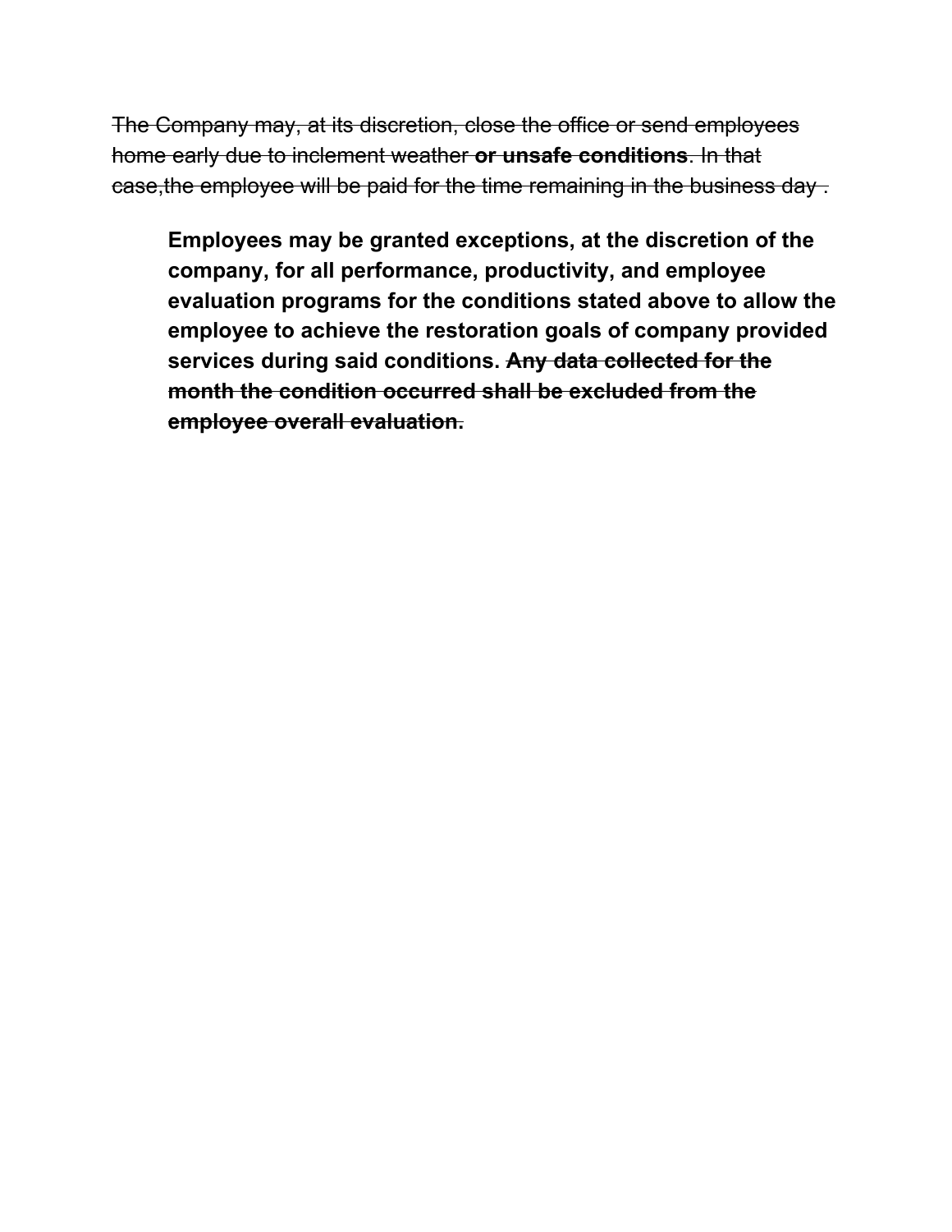~~The Company may, at its discretion, close the office or send employees home early due to inclement weather~~ **or unsafe conditions**~~. In that case,the employee will be paid for the time remaining in the business day .~~

> **Employees may be granted exceptions, at the discretion of the company, for all performance, productivity, and employee evaluation programs for the conditions stated above to allow the employee to achieve the restoration goals of company provided services during said conditions. ~~Any data collected for the month the condition occurred shall be excluded from the employee overall evaluation.~~**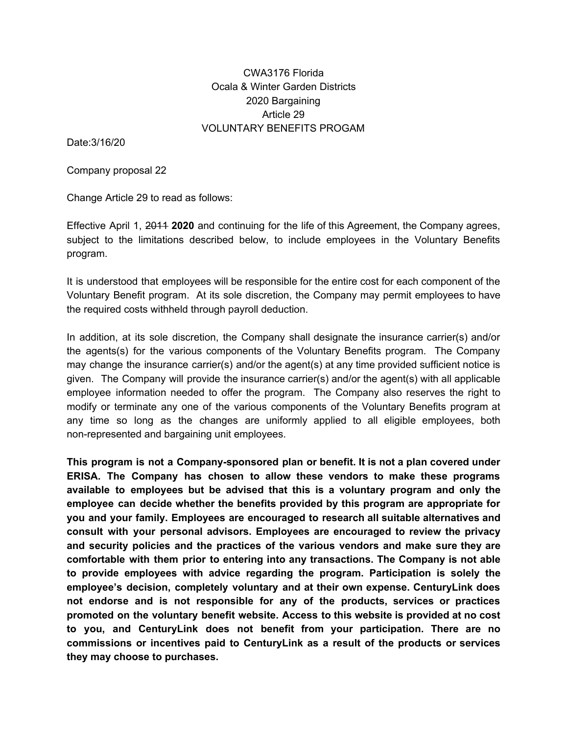CWA3176 Florida
Ocala & Winter Garden Districts
2020 Bargaining
Article 29
VOLUNTARY BENEFITS PROGAM

Date:3/16/20

Company proposal 22

Change Article 29 to read as follows:

Effective April 1, ~~2011~~ **2020** and continuing for the life of this Agreement, the Company agrees, subject to the limitations described below, to include employees in the Voluntary Benefits program.

It is understood that employees will be responsible for the entire cost for each component of the Voluntary Benefit program. At its sole discretion, the Company may permit employees to have the required costs withheld through payroll deduction.

In addition, at its sole discretion, the Company shall designate the insurance carrier(s) and/or the agents(s) for the various components of the Voluntary Benefits program. The Company may change the insurance carrier(s) and/or the agent(s) at any time provided sufficient notice is given. The Company will provide the insurance carrier(s) and/or the agent(s) with all applicable employee information needed to offer the program. The Company also reserves the right to modify or terminate any one of the various components of the Voluntary Benefits program at any time so long as the changes are uniformly applied to all eligible employees, both non-represented and bargaining unit employees.

**This program is not a Company-sponsored plan or benefit. It is not a plan covered under ERISA. The Company has chosen to allow these vendors to make these programs available to employees but be advised that this is a voluntary program and only the employee can decide whether the benefits provided by this program are appropriate for you and your family. Employees are encouraged to research all suitable alternatives and consult with your personal advisors. Employees are encouraged to review the privacy and security policies and the practices of the various vendors and make sure they are comfortable with them prior to entering into any transactions. The Company is not able to provide employees with advice regarding the program. Participation is solely the employee's decision, completely voluntary and at their own expense. CenturyLink does not endorse and is not responsible for any of the products, services or practices promoted on the voluntary benefit website. Access to this website is provided at no cost to you, and CenturyLink does not benefit from your participation. There are no commissions or incentives paid to CenturyLink as a result of the products or services they may choose to purchases.**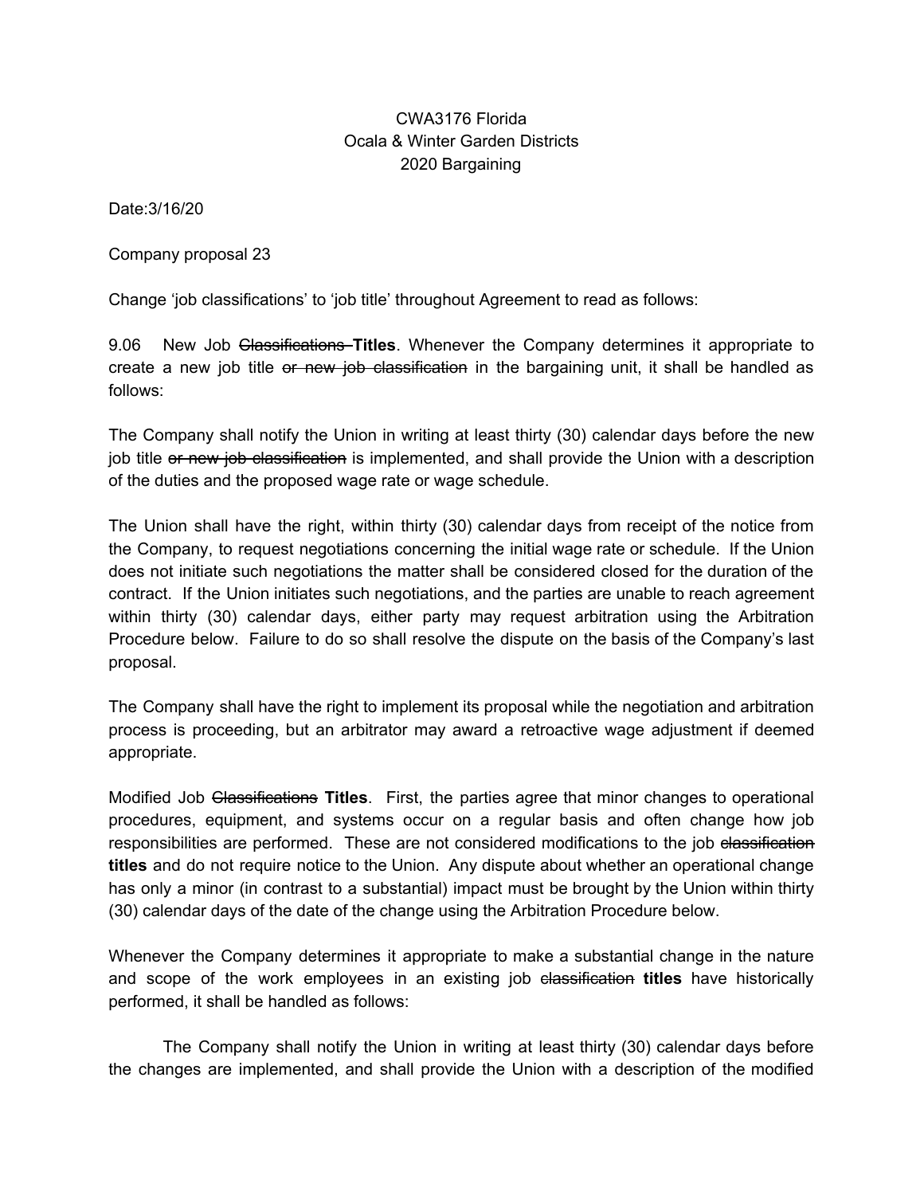CWA3176 Florida
Ocala & Winter Garden Districts
2020 Bargaining

Date:3/16/20

Company proposal 23

Change 'job classifications' to 'job title' throughout Agreement to read as follows:

9.06 New Job ~~Classifications~~ **Titles**. Whenever the Company determines it appropriate to create a new job title ~~or new job classification~~ in the bargaining unit, it shall be handled as follows:

The Company shall notify the Union in writing at least thirty (30) calendar days before the new job title ~~or new job classification~~ is implemented, and shall provide the Union with a description of the duties and the proposed wage rate or wage schedule.

The Union shall have the right, within thirty (30) calendar days from receipt of the notice from the Company, to request negotiations concerning the initial wage rate or schedule. If the Union does not initiate such negotiations the matter shall be considered closed for the duration of the contract. If the Union initiates such negotiations, and the parties are unable to reach agreement within thirty (30) calendar days, either party may request arbitration using the Arbitration Procedure below. Failure to do so shall resolve the dispute on the basis of the Company's last proposal.

The Company shall have the right to implement its proposal while the negotiation and arbitration process is proceeding, but an arbitrator may award a retroactive wage adjustment if deemed appropriate.

Modified Job ~~Classifications~~ **Titles**. First, the parties agree that minor changes to operational procedures, equipment, and systems occur on a regular basis and often change how job responsibilities are performed. These are not considered modifications to the job ~~classification~~ **titles** and do not require notice to the Union. Any dispute about whether an operational change has only a minor (in contrast to a substantial) impact must be brought by the Union within thirty (30) calendar days of the date of the change using the Arbitration Procedure below.

Whenever the Company determines it appropriate to make a substantial change in the nature and scope of the work employees in an existing job ~~classification~~ **titles** have historically performed, it shall be handled as follows:

The Company shall notify the Union in writing at least thirty (30) calendar days before the changes are implemented, and shall provide the Union with a description of the modified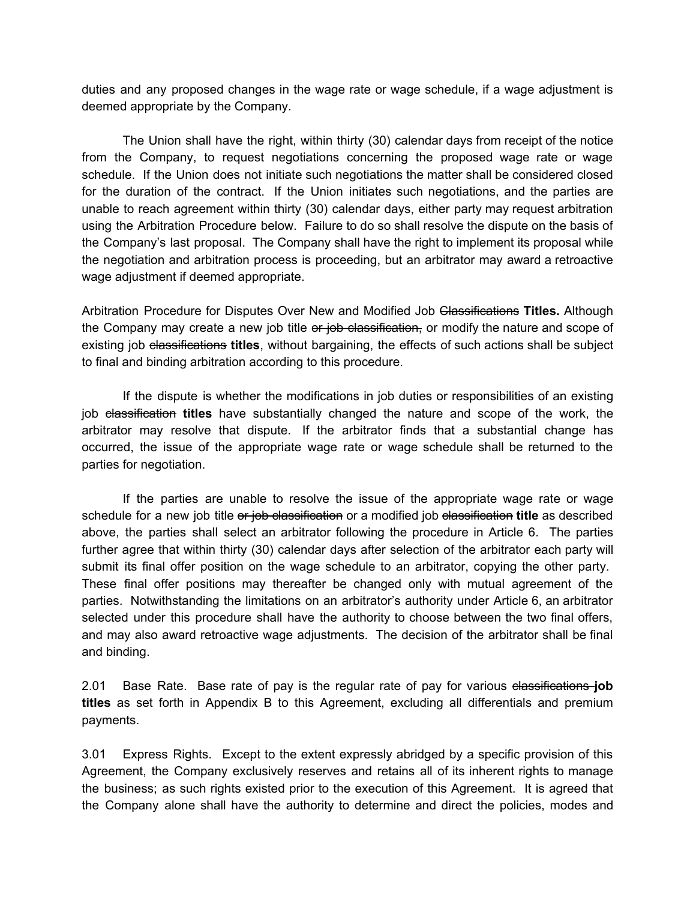duties and any proposed changes in the wage rate or wage schedule, if a wage adjustment is deemed appropriate by the Company.

The Union shall have the right, within thirty (30) calendar days from receipt of the notice from the Company, to request negotiations concerning the proposed wage rate or wage schedule. If the Union does not initiate such negotiations the matter shall be considered closed for the duration of the contract. If the Union initiates such negotiations, and the parties are unable to reach agreement within thirty (30) calendar days, either party may request arbitration using the Arbitration Procedure below. Failure to do so shall resolve the dispute on the basis of the Company's last proposal. The Company shall have the right to implement its proposal while the negotiation and arbitration process is proceeding, but an arbitrator may award a retroactive wage adjustment if deemed appropriate.

Arbitration Procedure for Disputes Over New and Modified Job ~~Classifications~~ **Titles.** Although the Company may create a new job title ~~or job classification,~~ or modify the nature and scope of existing job ~~classifications~~ **titles**, without bargaining, the effects of such actions shall be subject to final and binding arbitration according to this procedure.

If the dispute is whether the modifications in job duties or responsibilities of an existing job ~~classification~~ **titles** have substantially changed the nature and scope of the work, the arbitrator may resolve that dispute. If the arbitrator finds that a substantial change has occurred, the issue of the appropriate wage rate or wage schedule shall be returned to the parties for negotiation.

If the parties are unable to resolve the issue of the appropriate wage rate or wage schedule for a new job title ~~or job classification~~ or a modified job ~~classification~~ **title** as described above, the parties shall select an arbitrator following the procedure in Article 6. The parties further agree that within thirty (30) calendar days after selection of the arbitrator each party will submit its final offer position on the wage schedule to an arbitrator, copying the other party. These final offer positions may thereafter be changed only with mutual agreement of the parties. Notwithstanding the limitations on an arbitrator's authority under Article 6, an arbitrator selected under this procedure shall have the authority to choose between the two final offers, and may also award retroactive wage adjustments. The decision of the arbitrator shall be final and binding.

2.01 Base Rate. Base rate of pay is the regular rate of pay for various ~~classifications~~ **job titles** as set forth in Appendix B to this Agreement, excluding all differentials and premium payments.

3.01 Express Rights. Except to the extent expressly abridged by a specific provision of this Agreement, the Company exclusively reserves and retains all of its inherent rights to manage the business; as such rights existed prior to the execution of this Agreement. It is agreed that the Company alone shall have the authority to determine and direct the policies, modes and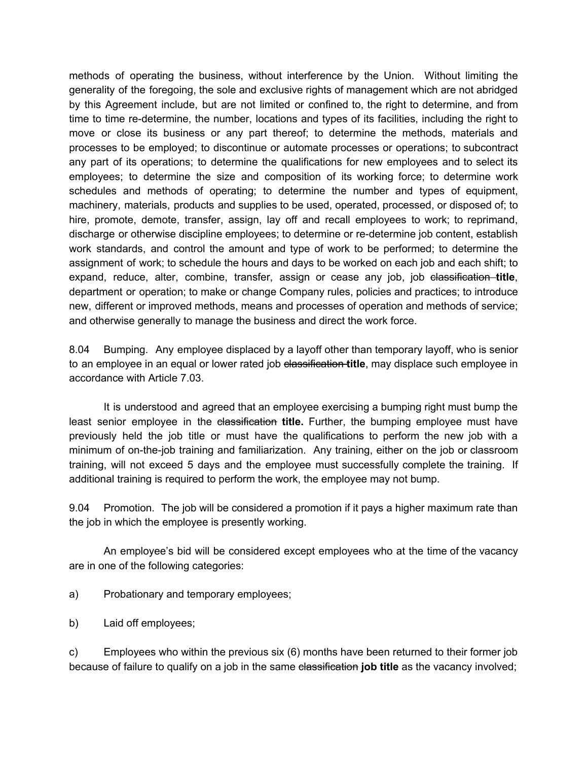methods of operating the business, without interference by the Union. Without limiting the generality of the foregoing, the sole and exclusive rights of management which are not abridged by this Agreement include, but are not limited or confined to, the right to determine, and from time to time re-determine, the number, locations and types of its facilities, including the right to move or close its business or any part thereof; to determine the methods, materials and processes to be employed; to discontinue or automate processes or operations; to subcontract any part of its operations; to determine the qualifications for new employees and to select its employees; to determine the size and composition of its working force; to determine work schedules and methods of operating; to determine the number and types of equipment, machinery, materials, products and supplies to be used, operated, processed, or disposed of; to hire, promote, demote, transfer, assign, lay off and recall employees to work; to reprimand, discharge or otherwise discipline employees; to determine or re-determine job content, establish work standards, and control the amount and type of work to be performed; to determine the assignment of work; to schedule the hours and days to be worked on each job and each shift; to expand, reduce, alter, combine, transfer, assign or cease any job, job ~~classification~~ **title**, department or operation; to make or change Company rules, policies and practices; to introduce new, different or improved methods, means and processes of operation and methods of service; and otherwise generally to manage the business and direct the work force.

8.04 Bumping. Any employee displaced by a layoff other than temporary layoff, who is senior to an employee in an equal or lower rated job ~~classification~~ **title**, may displace such employee in accordance with Article 7.03.

It is understood and agreed that an employee exercising a bumping right must bump the least senior employee in the ~~classification~~ **title.** Further, the bumping employee must have previously held the job title or must have the qualifications to perform the new job with a minimum of on-the-job training and familiarization. Any training, either on the job or classroom training, will not exceed 5 days and the employee must successfully complete the training. If additional training is required to perform the work, the employee may not bump.

9.04 Promotion. The job will be considered a promotion if it pays a higher maximum rate than the job in which the employee is presently working.

An employee's bid will be considered except employees who at the time of the vacancy are in one of the following categories:

a) Probationary and temporary employees;

b) Laid off employees;

c) Employees who within the previous six (6) months have been returned to their former job because of failure to qualify on a job in the same ~~classification~~ **job title** as the vacancy involved;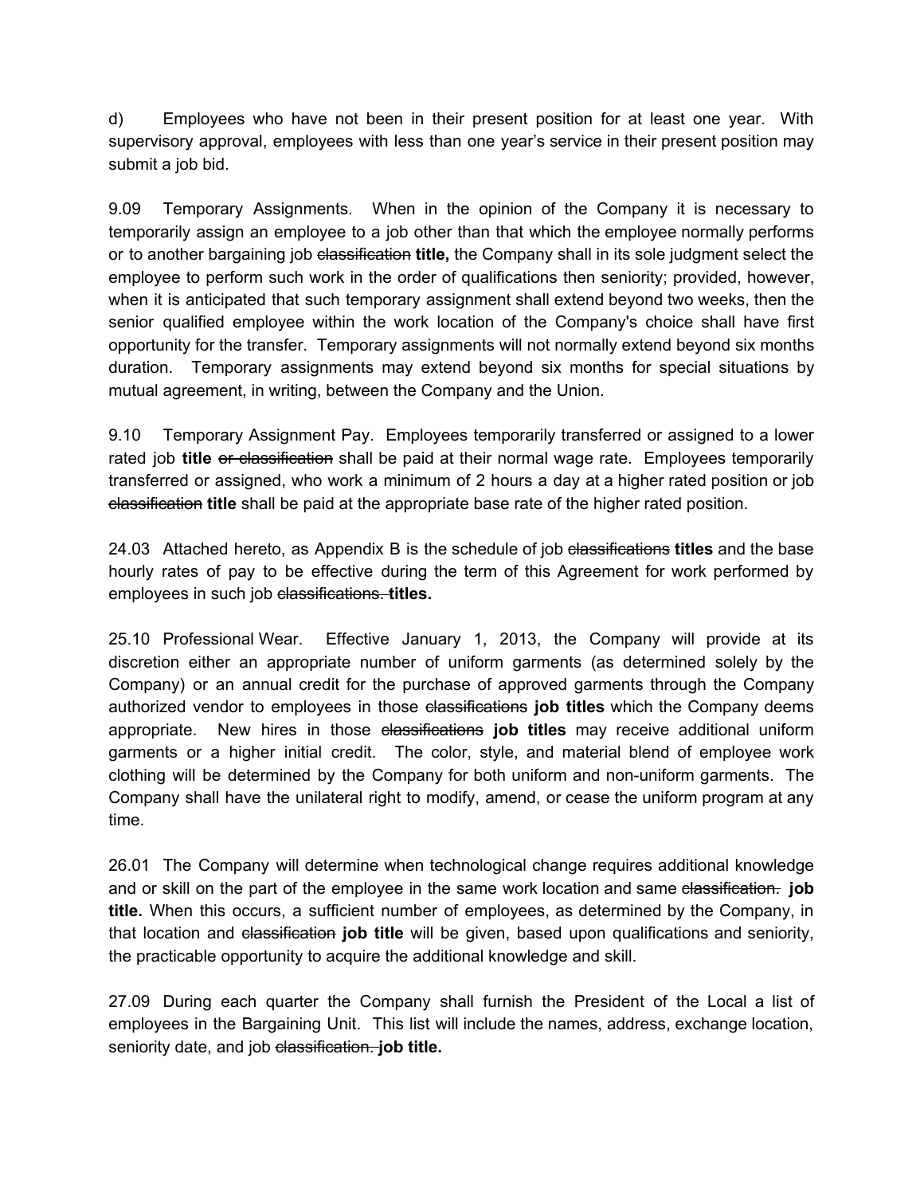d) Employees who have not been in their present position for at least one year. With supervisory approval, employees with less than one year's service in their present position may submit a job bid.

9.09 Temporary Assignments. When in the opinion of the Company it is necessary to temporarily assign an employee to a job other than that which the employee normally performs or to another bargaining job ~~classification~~ **title,** the Company shall in its sole judgment select the employee to perform such work in the order of qualifications then seniority; provided, however, when it is anticipated that such temporary assignment shall extend beyond two weeks, then the senior qualified employee within the work location of the Company's choice shall have first opportunity for the transfer. Temporary assignments will not normally extend beyond six months duration. Temporary assignments may extend beyond six months for special situations by mutual agreement, in writing, between the Company and the Union.

9.10 Temporary Assignment Pay. Employees temporarily transferred or assigned to a lower rated job **title** ~~or classification~~ shall be paid at their normal wage rate. Employees temporarily transferred or assigned, who work a minimum of 2 hours a day at a higher rated position or job ~~classification~~ **title** shall be paid at the appropriate base rate of the higher rated position.

24.03 Attached hereto, as Appendix B is the schedule of job ~~classifications~~ **titles** and the base hourly rates of pay to be effective during the term of this Agreement for work performed by employees in such job ~~classifications.~~ **titles.**

25.10 Professional Wear. Effective January 1, 2013, the Company will provide at its discretion either an appropriate number of uniform garments (as determined solely by the Company) or an annual credit for the purchase of approved garments through the Company authorized vendor to employees in those ~~classifications~~ **job titles** which the Company deems appropriate. New hires in those ~~classifications~~ **job titles** may receive additional uniform garments or a higher initial credit. The color, style, and material blend of employee work clothing will be determined by the Company for both uniform and non-uniform garments. The Company shall have the unilateral right to modify, amend, or cease the uniform program at any time.

26.01 The Company will determine when technological change requires additional knowledge and or skill on the part of the employee in the same work location and same ~~classification.~~ **job title.** When this occurs, a sufficient number of employees, as determined by the Company, in that location and ~~classification~~ **job title** will be given, based upon qualifications and seniority, the practicable opportunity to acquire the additional knowledge and skill.

27.09 During each quarter the Company shall furnish the President of the Local a list of employees in the Bargaining Unit. This list will include the names, address, exchange location, seniority date, and job ~~classification.~~ **job title.**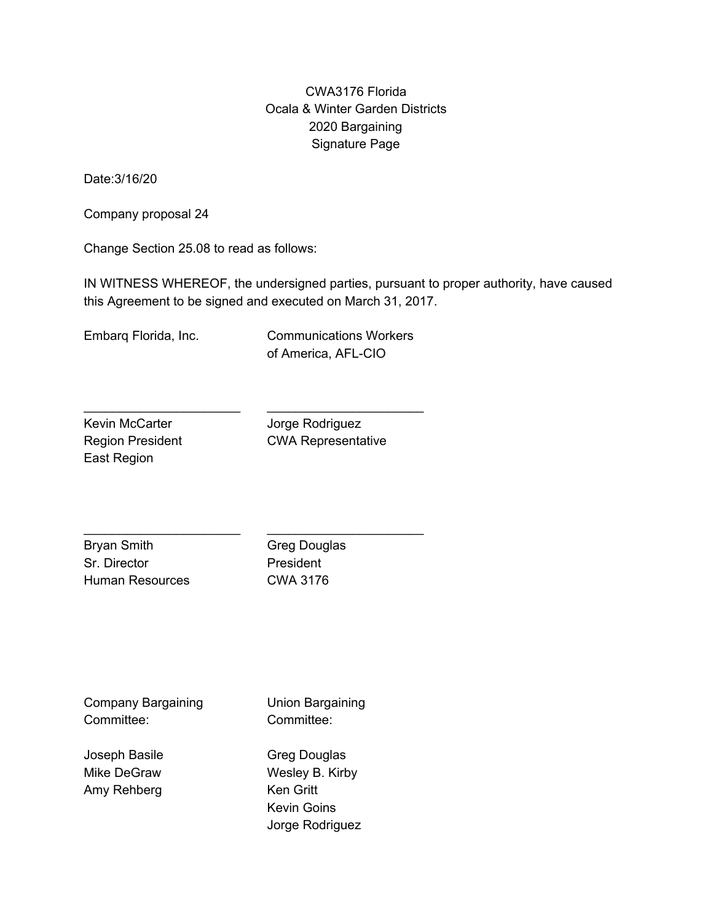CWA3176 Florida
Ocala & Winter Garden Districts
2020 Bargaining
Signature Page

Date:3/16/20

Company proposal 24

Change Section 25.08 to read as follows:

IN WITNESS WHEREOF, the undersigned parties, pursuant to proper authority, have caused this Agreement to be signed and executed on March 31, 2017.

| Embarq Florida, Inc. | Communications Workers of America, AFL-CIO |
|---|---|
| ______________________ | ______________________ |
| Kevin McCarter<br>Region President<br>East Region | Jorge Rodriguez<br>CWA Representative |
| ______________________ | ______________________ |
| Bryan Smith<br>Sr. Director<br>Human Resources | Greg Douglas<br>President<br>CWA 3176 |

| Company Bargaining Committee: | Union Bargaining Committee: |
|---|---|
| Joseph Basile | Greg Douglas |
| Mike DeGraw | Wesley B. Kirby |
| Amy Rehberg | Ken Gritt |
| | Kevin Goins |
| | Jorge Rodriguez |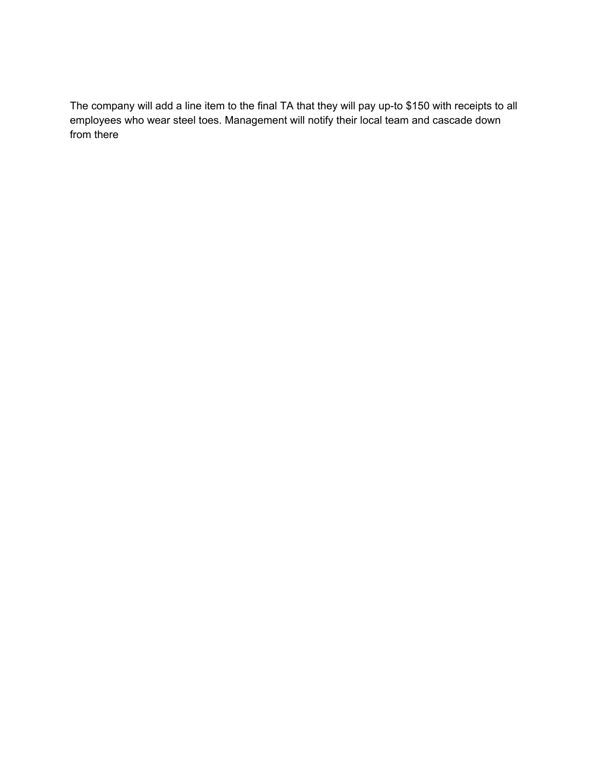The company will add a line item to the final TA that they will pay up-to $150 with receipts to all employees who wear steel toes. Management will notify their local team and cascade down from there